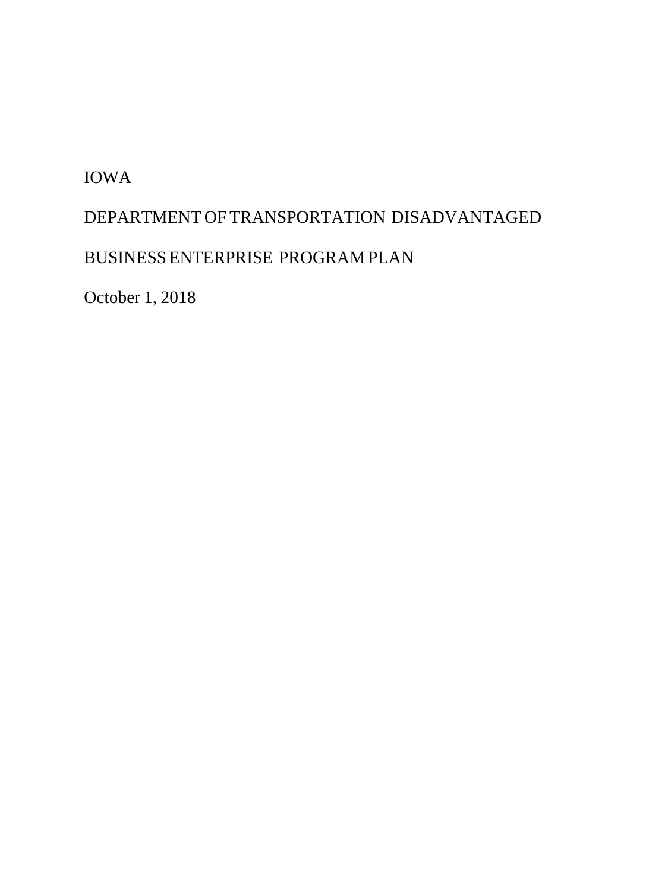# IOWA

# DEPARTMENT OF TRANSPORTATION DISADVANTAGED

# BUSINESS ENTERPRISE PROGRAM PLAN

October 1, 2018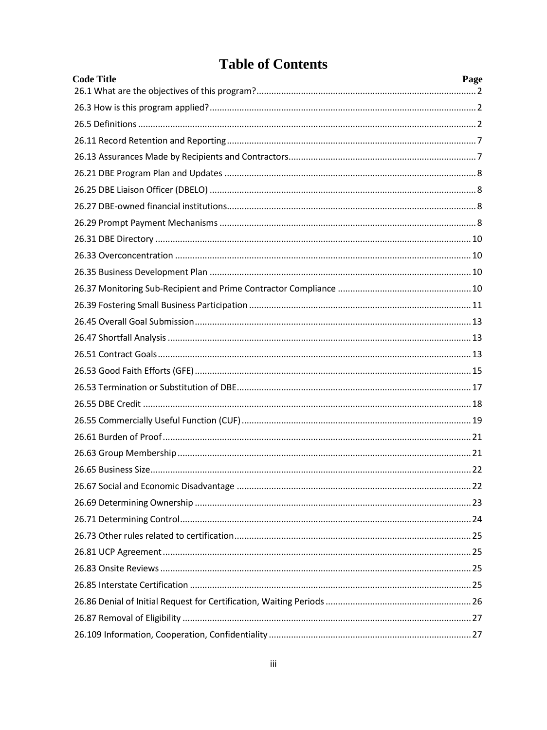# Table of Contents

| Code Title | Page |
|---|---|
| 26.1 What are the objectives of this program? | 2 |
| 26.3 How is this program applied? | 2 |
| 26.5 Definitions | 2 |
| 26.11 Record Retention and Reporting | 7 |
| 26.13 Assurances Made by Recipients and Contractors | 7 |
| 26.21 DBE Program Plan and Updates | 8 |
| 26.25 DBE Liaison Officer (DBELO) | 8 |
| 26.27 DBE-owned financial institutions | 8 |
| 26.29 Prompt Payment Mechanisms | 8 |
| 26.31 DBE Directory | 10 |
| 26.33 Overconcentration | 10 |
| 26.35 Business Development Plan | 10 |
| 26.37 Monitoring Sub-Recipient and Prime Contractor Compliance | 10 |
| 26.39 Fostering Small Business Participation | 11 |
| 26.45 Overall Goal Submission | 13 |
| 26.47 Shortfall Analysis | 13 |
| 26.51 Contract Goals | 13 |
| 26.53 Good Faith Efforts (GFE) | 15 |
| 26.53 Termination or Substitution of DBE | 17 |
| 26.55 DBE Credit | 18 |
| 26.55 Commercially Useful Function (CUF) | 19 |
| 26.61 Burden of Proof | 21 |
| 26.63 Group Membership | 21 |
| 26.65 Business Size | 22 |
| 26.67 Social and Economic Disadvantage | 22 |
| 26.69 Determining Ownership | 23 |
| 26.71 Determining Control | 24 |
| 26.73 Other rules related to certification | 25 |
| 26.81 UCP Agreement | 25 |
| 26.83 Onsite Reviews | 25 |
| 26.85 Interstate Certification | 25 |
| 26.86 Denial of Initial Request for Certification, Waiting Periods | 26 |
| 26.87 Removal of Eligibility | 27 |
| 26.109 Information, Cooperation, Confidentiality | 27 |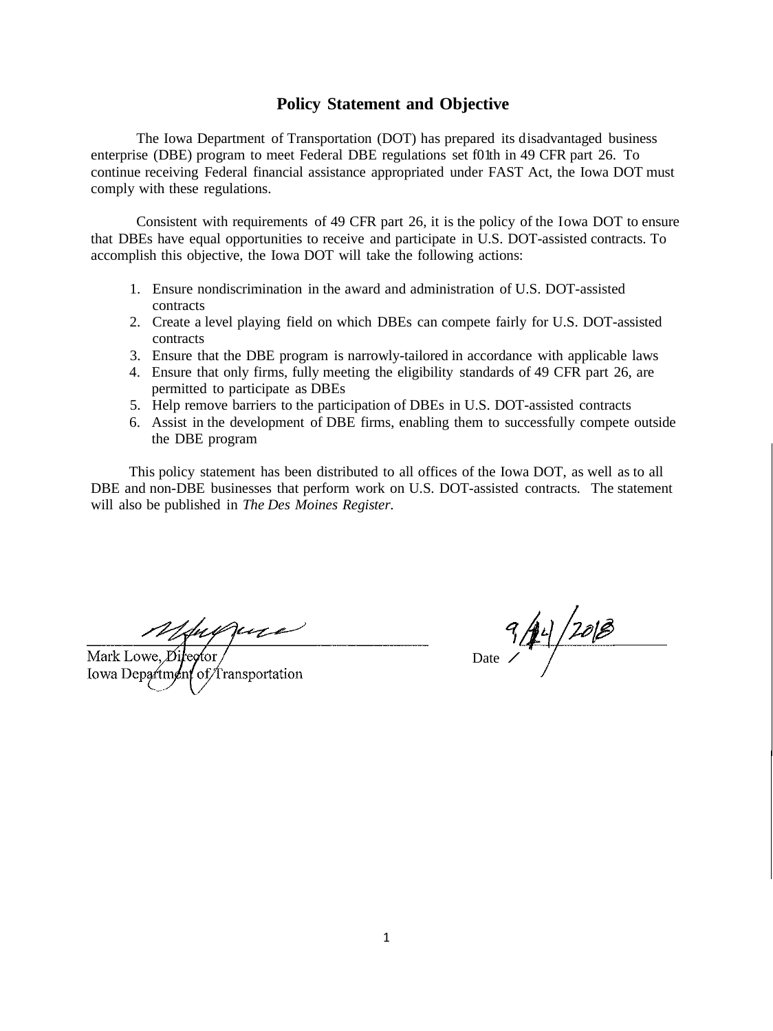## Policy Statement and Objective

The Iowa Department of Transportation (DOT) has prepared its disadvantaged business enterprise (DBE) program to meet Federal DBE regulations set f01th in 49 CFR part 26. To continue receiving Federal financial assistance appropriated under FAST Act, the Iowa DOT must comply with these regulations.

Consistent with requirements of 49 CFR part 26, it is the policy of the Iowa DOT to ensure that DBEs have equal opportunities to receive and participate in U.S. DOT-assisted contracts. To accomplish this objective, the Iowa DOT will take the following actions:

1. Ensure nondiscrimination in the award and administration of U.S. DOT-assisted contracts
2. Create a level playing field on which DBEs can compete fairly for U.S. DOT-assisted contracts
3. Ensure that the DBE program is narrowly-tailored in accordance with applicable laws
4. Ensure that only firms, fully meeting the eligibility standards of 49 CFR part 26, are permitted to participate as DBEs
5. Help remove barriers to the participation of DBEs in U.S. DOT-assisted contracts
6. Assist in the development of DBE firms, enabling them to successfully compete outside the DBE program

This policy statement has been distributed to all offices of the Iowa DOT, as well as to all DBE and non-DBE businesses that perform work on U.S. DOT-assisted contracts. The statement will also be published in *The Des Moines Register*.

Mark Lowe, Director
Iowa Department of Transportation

Date 9/24/2018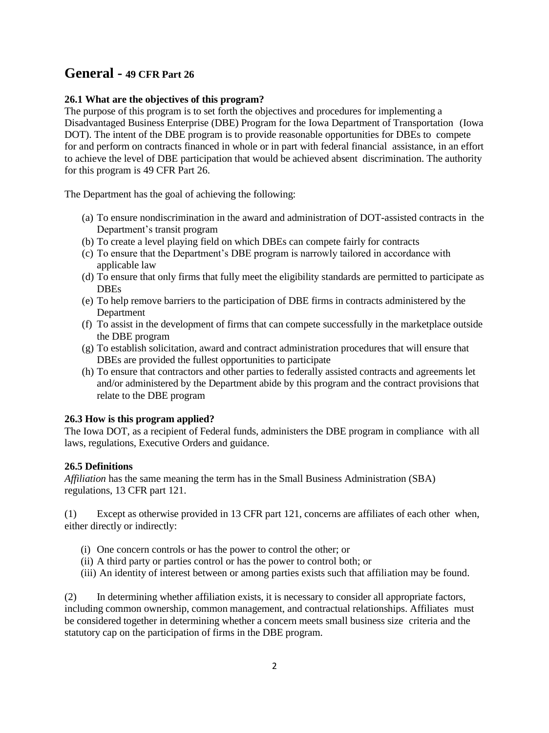# General - 49 CFR Part 26

**26.1 What are the objectives of this program?**

The purpose of this program is to set forth the objectives and procedures for implementing a Disadvantaged Business Enterprise (DBE) Program for the Iowa Department of Transportation (Iowa DOT). The intent of the DBE program is to provide reasonable opportunities for DBEs to compete for and perform on contracts financed in whole or in part with federal financial assistance, in an effort to achieve the level of DBE participation that would be achieved absent discrimination. The authority for this program is 49 CFR Part 26.

The Department has the goal of achieving the following:

(a) To ensure nondiscrimination in the award and administration of DOT-assisted contracts in the Department's transit program
(b) To create a level playing field on which DBEs can compete fairly for contracts
(c) To ensure that the Department's DBE program is narrowly tailored in accordance with applicable law
(d) To ensure that only firms that fully meet the eligibility standards are permitted to participate as DBEs
(e) To help remove barriers to the participation of DBE firms in contracts administered by the Department
(f) To assist in the development of firms that can compete successfully in the marketplace outside the DBE program
(g) To establish solicitation, award and contract administration procedures that will ensure that DBEs are provided the fullest opportunities to participate
(h) To ensure that contractors and other parties to federally assisted contracts and agreements let and/or administered by the Department abide by this program and the contract provisions that relate to the DBE program

**26.3 How is this program applied?**

The Iowa DOT, as a recipient of Federal funds, administers the DBE program in compliance with all laws, regulations, Executive Orders and guidance.

**26.5 Definitions**

*Affiliation* has the same meaning the term has in the Small Business Administration (SBA) regulations, 13 CFR part 121.

(1) Except as otherwise provided in 13 CFR part 121, concerns are affiliates of each other when, either directly or indirectly:

(i) One concern controls or has the power to control the other; or
(ii) A third party or parties control or has the power to control both; or
(iii) An identity of interest between or among parties exists such that affiliation may be found.

(2) In determining whether affiliation exists, it is necessary to consider all appropriate factors, including common ownership, common management, and contractual relationships. Affiliates must be considered together in determining whether a concern meets small business size criteria and the statutory cap on the participation of firms in the DBE program.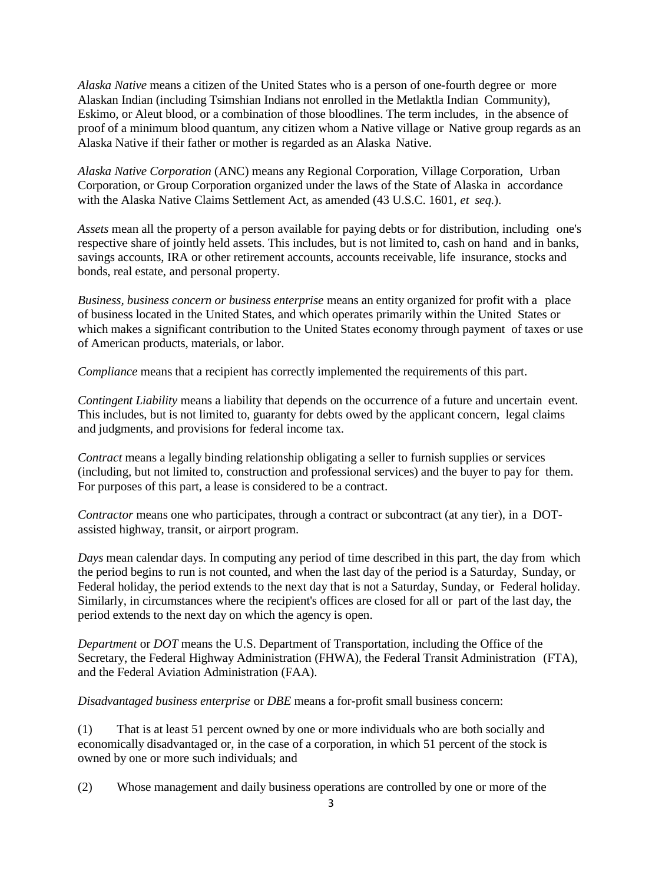*Alaska Native* means a citizen of the United States who is a person of one-fourth degree or more Alaskan Indian (including Tsimshian Indians not enrolled in the Metlaktla Indian Community), Eskimo, or Aleut blood, or a combination of those bloodlines. The term includes, in the absence of proof of a minimum blood quantum, any citizen whom a Native village or Native group regards as an Alaska Native if their father or mother is regarded as an Alaska Native.

*Alaska Native Corporation* (ANC) means any Regional Corporation, Village Corporation, Urban Corporation, or Group Corporation organized under the laws of the State of Alaska in accordance with the Alaska Native Claims Settlement Act, as amended (43 U.S.C. 1601, *et seq.*).

*Assets* mean all the property of a person available for paying debts or for distribution, including one's respective share of jointly held assets. This includes, but is not limited to, cash on hand and in banks, savings accounts, IRA or other retirement accounts, accounts receivable, life insurance, stocks and bonds, real estate, and personal property.

*Business, business concern or business enterprise* means an entity organized for profit with a place of business located in the United States, and which operates primarily within the United States or which makes a significant contribution to the United States economy through payment of taxes or use of American products, materials, or labor.

*Compliance* means that a recipient has correctly implemented the requirements of this part.

*Contingent Liability* means a liability that depends on the occurrence of a future and uncertain event. This includes, but is not limited to, guaranty for debts owed by the applicant concern, legal claims and judgments, and provisions for federal income tax.

*Contract* means a legally binding relationship obligating a seller to furnish supplies or services (including, but not limited to, construction and professional services) and the buyer to pay for them. For purposes of this part, a lease is considered to be a contract.

*Contractor* means one who participates, through a contract or subcontract (at any tier), in a DOT-assisted highway, transit, or airport program.

*Days* mean calendar days. In computing any period of time described in this part, the day from which the period begins to run is not counted, and when the last day of the period is a Saturday, Sunday, or Federal holiday, the period extends to the next day that is not a Saturday, Sunday, or Federal holiday. Similarly, in circumstances where the recipient's offices are closed for all or part of the last day, the period extends to the next day on which the agency is open.

*Department* or *DOT* means the U.S. Department of Transportation, including the Office of the Secretary, the Federal Highway Administration (FHWA), the Federal Transit Administration (FTA), and the Federal Aviation Administration (FAA).

*Disadvantaged business enterprise* or *DBE* means a for-profit small business concern:

(1) That is at least 51 percent owned by one or more individuals who are both socially and economically disadvantaged or, in the case of a corporation, in which 51 percent of the stock is owned by one or more such individuals; and

(2) Whose management and daily business operations are controlled by one or more of the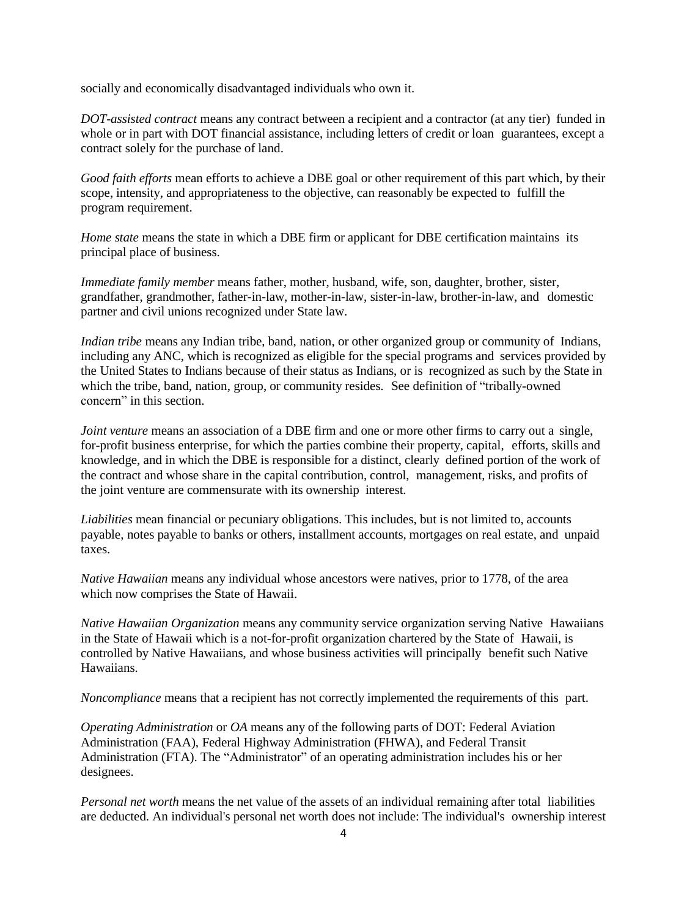socially and economically disadvantaged individuals who own it.

*DOT-assisted contract* means any contract between a recipient and a contractor (at any tier) funded in whole or in part with DOT financial assistance, including letters of credit or loan guarantees, except a contract solely for the purchase of land.

*Good faith efforts* mean efforts to achieve a DBE goal or other requirement of this part which, by their scope, intensity, and appropriateness to the objective, can reasonably be expected to fulfill the program requirement.

*Home state* means the state in which a DBE firm or applicant for DBE certification maintains its principal place of business.

*Immediate family member* means father, mother, husband, wife, son, daughter, brother, sister, grandfather, grandmother, father-in-law, mother-in-law, sister-in-law, brother-in-law, and domestic partner and civil unions recognized under State law.

*Indian tribe* means any Indian tribe, band, nation, or other organized group or community of Indians, including any ANC, which is recognized as eligible for the special programs and services provided by the United States to Indians because of their status as Indians, or is recognized as such by the State in which the tribe, band, nation, group, or community resides. See definition of "tribally-owned concern" in this section.

*Joint venture* means an association of a DBE firm and one or more other firms to carry out a single, for-profit business enterprise, for which the parties combine their property, capital, efforts, skills and knowledge, and in which the DBE is responsible for a distinct, clearly defined portion of the work of the contract and whose share in the capital contribution, control, management, risks, and profits of the joint venture are commensurate with its ownership interest.

*Liabilities* mean financial or pecuniary obligations. This includes, but is not limited to, accounts payable, notes payable to banks or others, installment accounts, mortgages on real estate, and unpaid taxes.

*Native Hawaiian* means any individual whose ancestors were natives, prior to 1778, of the area which now comprises the State of Hawaii.

*Native Hawaiian Organization* means any community service organization serving Native Hawaiians in the State of Hawaii which is a not-for-profit organization chartered by the State of Hawaii, is controlled by Native Hawaiians, and whose business activities will principally benefit such Native Hawaiians.

*Noncompliance* means that a recipient has not correctly implemented the requirements of this part.

*Operating Administration* or *OA* means any of the following parts of DOT: Federal Aviation Administration (FAA), Federal Highway Administration (FHWA), and Federal Transit Administration (FTA). The "Administrator" of an operating administration includes his or her designees.

*Personal net worth* means the net value of the assets of an individual remaining after total liabilities are deducted. An individual's personal net worth does not include: The individual's ownership interest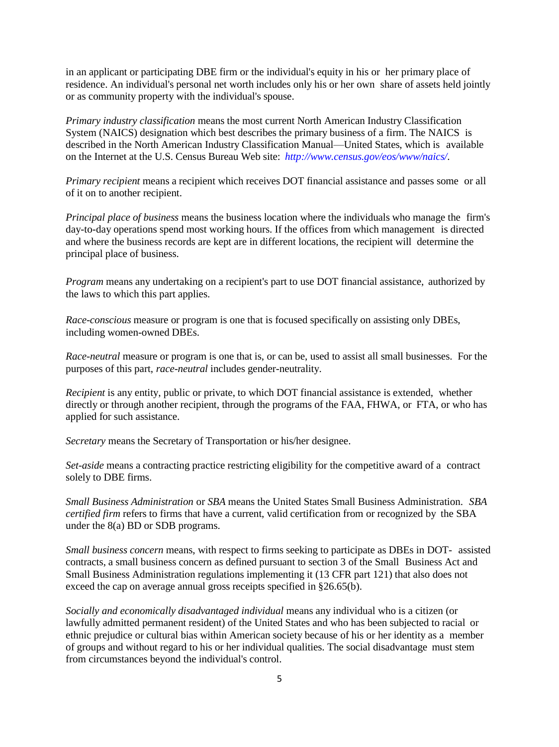in an applicant or participating DBE firm or the individual's equity in his or her primary place of residence. An individual's personal net worth includes only his or her own share of assets held jointly or as community property with the individual's spouse.

*Primary industry classification* means the most current North American Industry Classification System (NAICS) designation which best describes the primary business of a firm. The NAICS is described in the North American Industry Classification Manual—United States, which is available on the Internet at the U.S. Census Bureau Web site: *http://www.census.gov/eos/www/naics/*.

*Primary recipient* means a recipient which receives DOT financial assistance and passes some or all of it on to another recipient.

*Principal place of business* means the business location where the individuals who manage the firm's day-to-day operations spend most working hours. If the offices from which management is directed and where the business records are kept are in different locations, the recipient will determine the principal place of business.

*Program* means any undertaking on a recipient's part to use DOT financial assistance, authorized by the laws to which this part applies.

*Race-conscious* measure or program is one that is focused specifically on assisting only DBEs, including women-owned DBEs.

*Race-neutral* measure or program is one that is, or can be, used to assist all small businesses. For the purposes of this part, *race-neutral* includes gender-neutrality.

*Recipient* is any entity, public or private, to which DOT financial assistance is extended, whether directly or through another recipient, through the programs of the FAA, FHWA, or FTA, or who has applied for such assistance.

*Secretary* means the Secretary of Transportation or his/her designee.

*Set-aside* means a contracting practice restricting eligibility for the competitive award of a contract solely to DBE firms.

*Small Business Administration* or *SBA* means the United States Small Business Administration. *SBA certified firm* refers to firms that have a current, valid certification from or recognized by the SBA under the 8(a) BD or SDB programs.

*Small business concern* means, with respect to firms seeking to participate as DBEs in DOT- assisted contracts, a small business concern as defined pursuant to section 3 of the Small Business Act and Small Business Administration regulations implementing it (13 CFR part 121) that also does not exceed the cap on average annual gross receipts specified in §26.65(b).

*Socially and economically disadvantaged individual* means any individual who is a citizen (or lawfully admitted permanent resident) of the United States and who has been subjected to racial or ethnic prejudice or cultural bias within American society because of his or her identity as a member of groups and without regard to his or her individual qualities. The social disadvantage must stem from circumstances beyond the individual's control.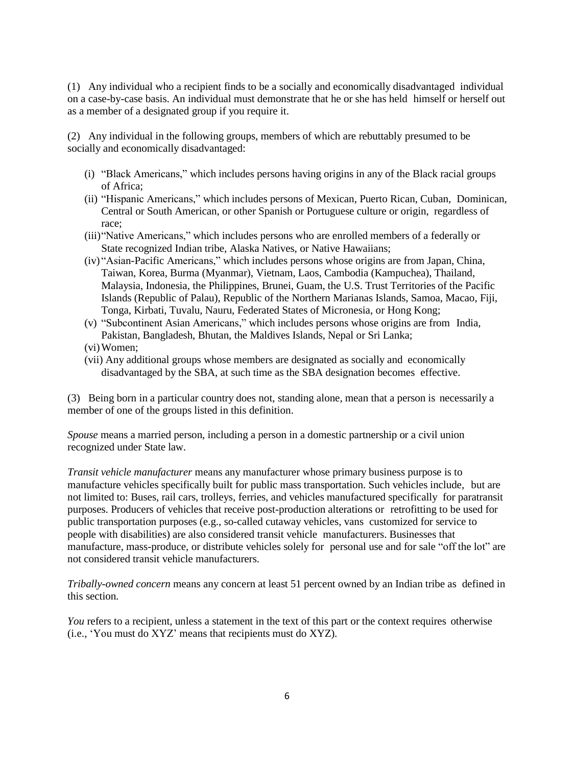(1) Any individual who a recipient finds to be a socially and economically disadvantaged individual on a case-by-case basis. An individual must demonstrate that he or she has held himself or herself out as a member of a designated group if you require it.

(2) Any individual in the following groups, members of which are rebuttably presumed to be socially and economically disadvantaged:

- (i) "Black Americans," which includes persons having origins in any of the Black racial groups of Africa;
- (ii) "Hispanic Americans," which includes persons of Mexican, Puerto Rican, Cuban, Dominican, Central or South American, or other Spanish or Portuguese culture or origin, regardless of race;
- (iii) "Native Americans," which includes persons who are enrolled members of a federally or State recognized Indian tribe, Alaska Natives, or Native Hawaiians;
- (iv) "Asian-Pacific Americans," which includes persons whose origins are from Japan, China, Taiwan, Korea, Burma (Myanmar), Vietnam, Laos, Cambodia (Kampuchea), Thailand, Malaysia, Indonesia, the Philippines, Brunei, Guam, the U.S. Trust Territories of the Pacific Islands (Republic of Palau), Republic of the Northern Marianas Islands, Samoa, Macao, Fiji, Tonga, Kirbati, Tuvalu, Nauru, Federated States of Micronesia, or Hong Kong;
- (v) "Subcontinent Asian Americans," which includes persons whose origins are from India, Pakistan, Bangladesh, Bhutan, the Maldives Islands, Nepal or Sri Lanka;
- (vi) Women;
- (vii) Any additional groups whose members are designated as socially and economically disadvantaged by the SBA, at such time as the SBA designation becomes effective.

(3) Being born in a particular country does not, standing alone, mean that a person is necessarily a member of one of the groups listed in this definition.

*Spouse* means a married person, including a person in a domestic partnership or a civil union recognized under State law.

*Transit vehicle manufacturer* means any manufacturer whose primary business purpose is to manufacture vehicles specifically built for public mass transportation. Such vehicles include, but are not limited to: Buses, rail cars, trolleys, ferries, and vehicles manufactured specifically for paratransit purposes. Producers of vehicles that receive post-production alterations or retrofitting to be used for public transportation purposes (e.g., so-called cutaway vehicles, vans customized for service to people with disabilities) are also considered transit vehicle manufacturers. Businesses that manufacture, mass-produce, or distribute vehicles solely for personal use and for sale "off the lot" are not considered transit vehicle manufacturers.

*Tribally-owned concern* means any concern at least 51 percent owned by an Indian tribe as defined in this section.

*You* refers to a recipient, unless a statement in the text of this part or the context requires otherwise (i.e., 'You must do XYZ' means that recipients must do XYZ).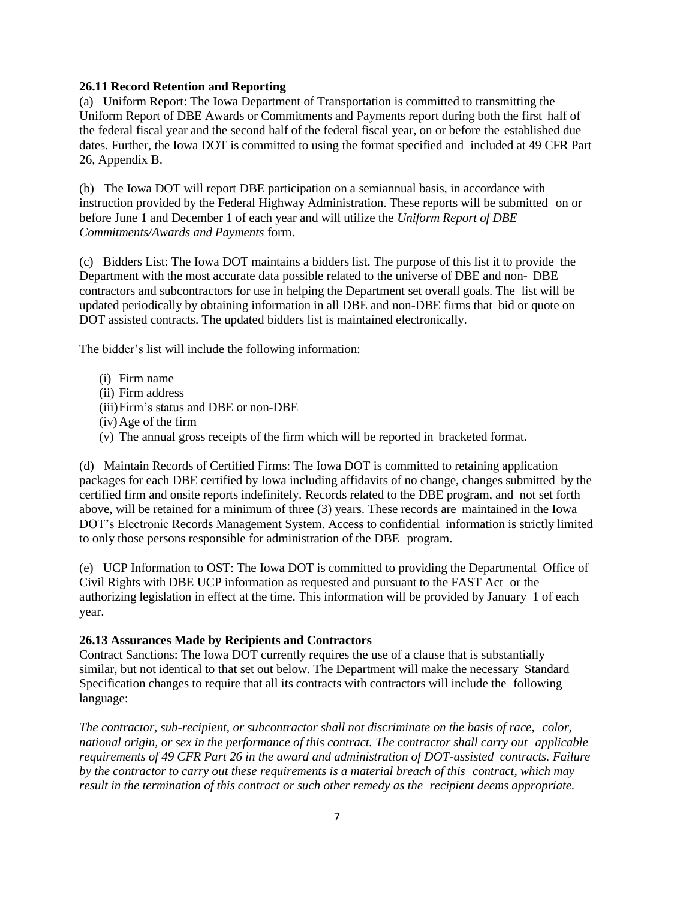**26.11 Record Retention and Reporting**

(a) Uniform Report: The Iowa Department of Transportation is committed to transmitting the Uniform Report of DBE Awards or Commitments and Payments report during both the first half of the federal fiscal year and the second half of the federal fiscal year, on or before the established due dates. Further, the Iowa DOT is committed to using the format specified and included at 49 CFR Part 26, Appendix B.

(b) The Iowa DOT will report DBE participation on a semiannual basis, in accordance with instruction provided by the Federal Highway Administration. These reports will be submitted on or before June 1 and December 1 of each year and will utilize the *Uniform Report of DBE Commitments/Awards and Payments* form.

(c) Bidders List: The Iowa DOT maintains a bidders list. The purpose of this list it to provide the Department with the most accurate data possible related to the universe of DBE and non- DBE contractors and subcontractors for use in helping the Department set overall goals. The list will be updated periodically by obtaining information in all DBE and non-DBE firms that bid or quote on DOT assisted contracts. The updated bidders list is maintained electronically.

The bidder's list will include the following information:

(i) Firm name
(ii) Firm address
(iii) Firm's status and DBE or non-DBE
(iv) Age of the firm
(v) The annual gross receipts of the firm which will be reported in bracketed format.

(d) Maintain Records of Certified Firms: The Iowa DOT is committed to retaining application packages for each DBE certified by Iowa including affidavits of no change, changes submitted by the certified firm and onsite reports indefinitely. Records related to the DBE program, and not set forth above, will be retained for a minimum of three (3) years. These records are maintained in the Iowa DOT's Electronic Records Management System. Access to confidential information is strictly limited to only those persons responsible for administration of the DBE program.

(e) UCP Information to OST: The Iowa DOT is committed to providing the Departmental Office of Civil Rights with DBE UCP information as requested and pursuant to the FAST Act or the authorizing legislation in effect at the time. This information will be provided by January 1 of each year.

**26.13 Assurances Made by Recipients and Contractors**

Contract Sanctions: The Iowa DOT currently requires the use of a clause that is substantially similar, but not identical to that set out below. The Department will make the necessary Standard Specification changes to require that all its contracts with contractors will include the following language:

*The contractor, sub-recipient, or subcontractor shall not discriminate on the basis of race, color, national origin, or sex in the performance of this contract. The contractor shall carry out applicable requirements of 49 CFR Part 26 in the award and administration of DOT-assisted contracts. Failure by the contractor to carry out these requirements is a material breach of this contract, which may result in the termination of this contract or such other remedy as the recipient deems appropriate.*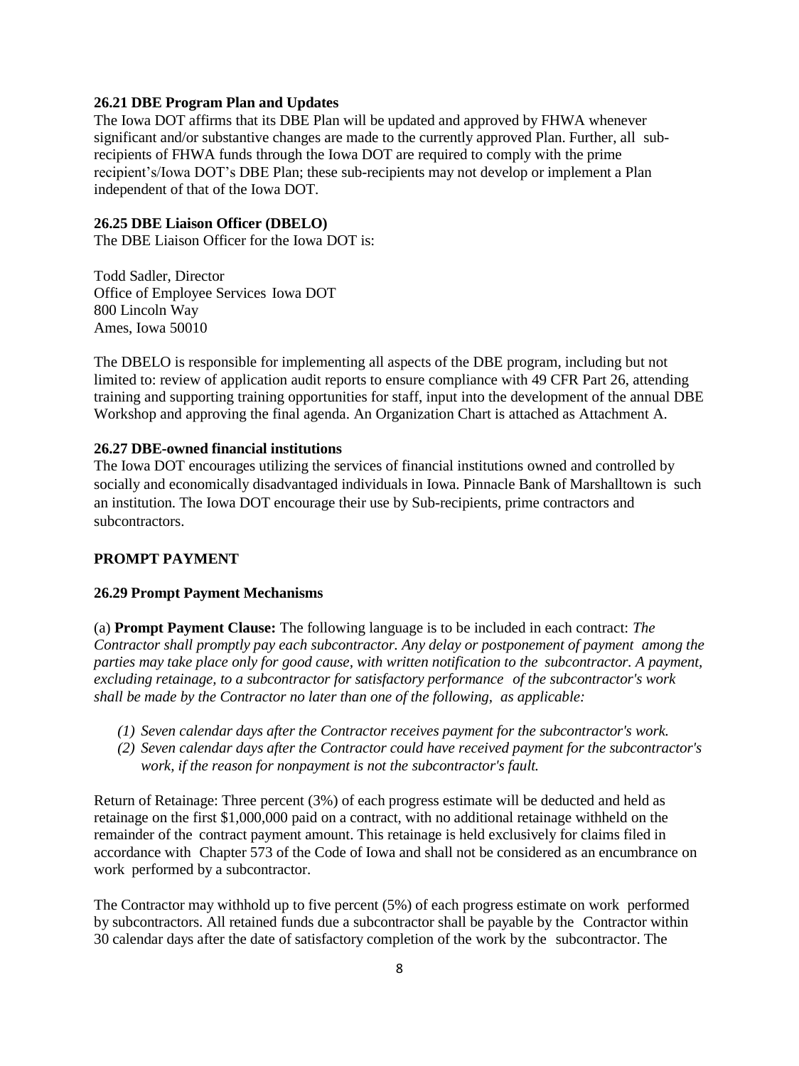**26.21 DBE Program Plan and Updates**

The Iowa DOT affirms that its DBE Plan will be updated and approved by FHWA whenever significant and/or substantive changes are made to the currently approved Plan. Further, all sub-recipients of FHWA funds through the Iowa DOT are required to comply with the prime recipient's/Iowa DOT's DBE Plan; these sub-recipients may not develop or implement a Plan independent of that of the Iowa DOT.

**26.25 DBE Liaison Officer (DBELO)**

The DBE Liaison Officer for the Iowa DOT is:

Todd Sadler, Director
Office of Employee Services Iowa DOT
800 Lincoln Way
Ames, Iowa 50010

The DBELO is responsible for implementing all aspects of the DBE program, including but not limited to: review of application audit reports to ensure compliance with 49 CFR Part 26, attending training and supporting training opportunities for staff, input into the development of the annual DBE Workshop and approving the final agenda. An Organization Chart is attached as Attachment A.

**26.27 DBE-owned financial institutions**

The Iowa DOT encourages utilizing the services of financial institutions owned and controlled by socially and economically disadvantaged individuals in Iowa. Pinnacle Bank of Marshalltown is such an institution. The Iowa DOT encourage their use by Sub-recipients, prime contractors and subcontractors.

**PROMPT PAYMENT**

**26.29 Prompt Payment Mechanisms**

(a) **Prompt Payment Clause:** The following language is to be included in each contract: *The Contractor shall promptly pay each subcontractor. Any delay or postponement of payment among the parties may take place only for good cause, with written notification to the subcontractor. A payment, excluding retainage, to a subcontractor for satisfactory performance of the subcontractor's work shall be made by the Contractor no later than one of the following, as applicable:*

1. *Seven calendar days after the Contractor receives payment for the subcontractor's work.*
2. *Seven calendar days after the Contractor could have received payment for the subcontractor's work, if the reason for nonpayment is not the subcontractor's fault.*

Return of Retainage: Three percent (3%) of each progress estimate will be deducted and held as retainage on the first $1,000,000 paid on a contract, with no additional retainage withheld on the remainder of the contract payment amount. This retainage is held exclusively for claims filed in accordance with Chapter 573 of the Code of Iowa and shall not be considered as an encumbrance on work performed by a subcontractor.

The Contractor may withhold up to five percent (5%) of each progress estimate on work performed by subcontractors. All retained funds due a subcontractor shall be payable by the Contractor within 30 calendar days after the date of satisfactory completion of the work by the subcontractor. The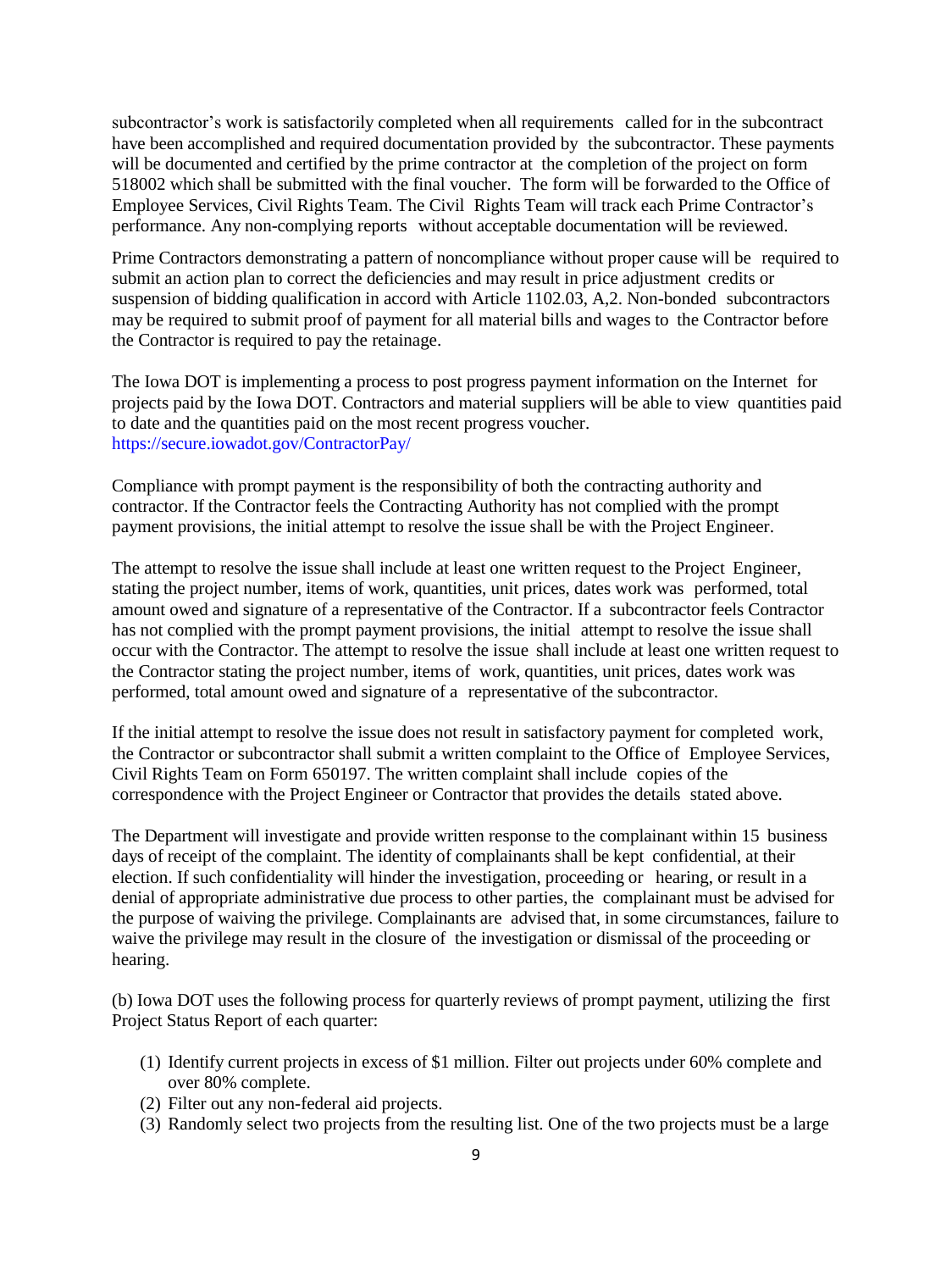subcontractor's work is satisfactorily completed when all requirements called for in the subcontract have been accomplished and required documentation provided by the subcontractor. These payments will be documented and certified by the prime contractor at the completion of the project on form 518002 which shall be submitted with the final voucher. The form will be forwarded to the Office of Employee Services, Civil Rights Team. The Civil Rights Team will track each Prime Contractor's performance. Any non-complying reports without acceptable documentation will be reviewed.

Prime Contractors demonstrating a pattern of noncompliance without proper cause will be required to submit an action plan to correct the deficiencies and may result in price adjustment credits or suspension of bidding qualification in accord with Article 1102.03, A,2. Non-bonded subcontractors may be required to submit proof of payment for all material bills and wages to the Contractor before the Contractor is required to pay the retainage.

The Iowa DOT is implementing a process to post progress payment information on the Internet for projects paid by the Iowa DOT. Contractors and material suppliers will be able to view quantities paid to date and the quantities paid on the most recent progress voucher.
https://secure.iowadot.gov/ContractorPay/

Compliance with prompt payment is the responsibility of both the contracting authority and contractor. If the Contractor feels the Contracting Authority has not complied with the prompt payment provisions, the initial attempt to resolve the issue shall be with the Project Engineer.

The attempt to resolve the issue shall include at least one written request to the Project Engineer, stating the project number, items of work, quantities, unit prices, dates work was performed, total amount owed and signature of a representative of the Contractor. If a subcontractor feels Contractor has not complied with the prompt payment provisions, the initial attempt to resolve the issue shall occur with the Contractor. The attempt to resolve the issue shall include at least one written request to the Contractor stating the project number, items of work, quantities, unit prices, dates work was performed, total amount owed and signature of a representative of the subcontractor.

If the initial attempt to resolve the issue does not result in satisfactory payment for completed work, the Contractor or subcontractor shall submit a written complaint to the Office of Employee Services, Civil Rights Team on Form 650197. The written complaint shall include copies of the correspondence with the Project Engineer or Contractor that provides the details stated above.

The Department will investigate and provide written response to the complainant within 15 business days of receipt of the complaint. The identity of complainants shall be kept confidential, at their election. If such confidentiality will hinder the investigation, proceeding or hearing, or result in a denial of appropriate administrative due process to other parties, the complainant must be advised for the purpose of waiving the privilege. Complainants are advised that, in some circumstances, failure to waive the privilege may result in the closure of the investigation or dismissal of the proceeding or hearing.

(b) Iowa DOT uses the following process for quarterly reviews of prompt payment, utilizing the first Project Status Report of each quarter:

1. Identify current projects in excess of $1 million. Filter out projects under 60% complete and over 80% complete.
2. Filter out any non-federal aid projects.
3. Randomly select two projects from the resulting list. One of the two projects must be a large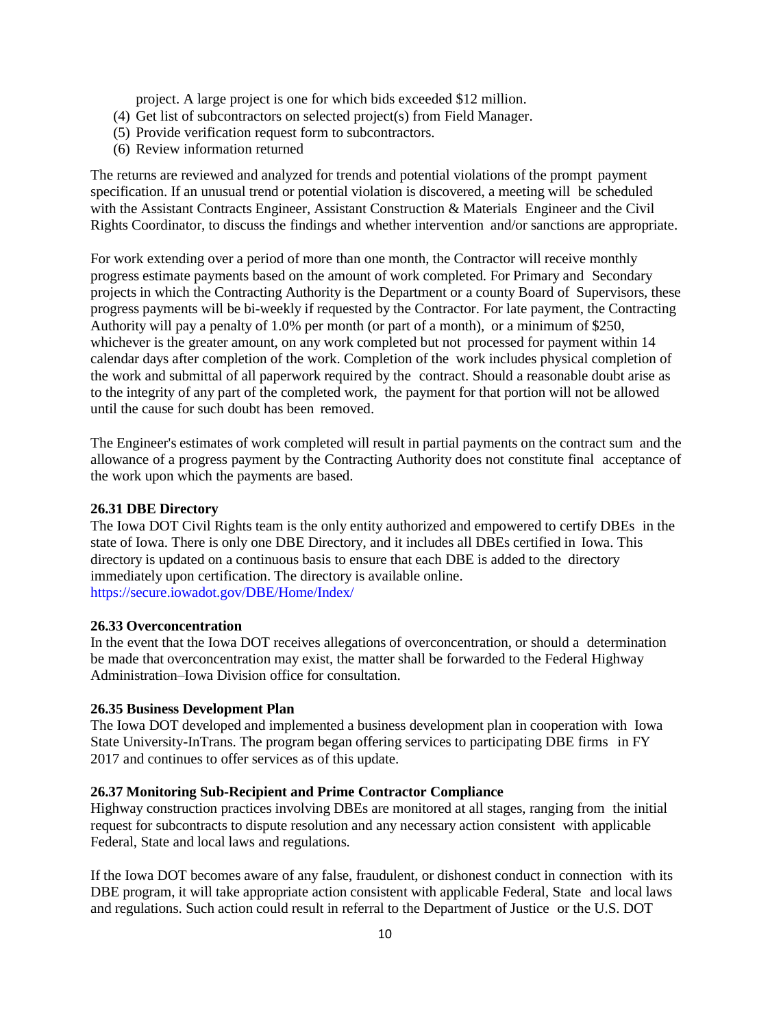project. A large project is one for which bids exceeded $12 million.

(4) Get list of subcontractors on selected project(s) from Field Manager.
(5) Provide verification request form to subcontractors.
(6) Review information returned

The returns are reviewed and analyzed for trends and potential violations of the prompt payment specification. If an unusual trend or potential violation is discovered, a meeting will be scheduled with the Assistant Contracts Engineer, Assistant Construction & Materials Engineer and the Civil Rights Coordinator, to discuss the findings and whether intervention and/or sanctions are appropriate.

For work extending over a period of more than one month, the Contractor will receive monthly progress estimate payments based on the amount of work completed. For Primary and Secondary projects in which the Contracting Authority is the Department or a county Board of Supervisors, these progress payments will be bi-weekly if requested by the Contractor. For late payment, the Contracting Authority will pay a penalty of 1.0% per month (or part of a month), or a minimum of $250, whichever is the greater amount, on any work completed but not processed for payment within 14 calendar days after completion of the work. Completion of the work includes physical completion of the work and submittal of all paperwork required by the contract. Should a reasonable doubt arise as to the integrity of any part of the completed work, the payment for that portion will not be allowed until the cause for such doubt has been removed.

The Engineer's estimates of work completed will result in partial payments on the contract sum and the allowance of a progress payment by the Contracting Authority does not constitute final acceptance of the work upon which the payments are based.

**26.31 DBE Directory**

The Iowa DOT Civil Rights team is the only entity authorized and empowered to certify DBEs in the state of Iowa. There is only one DBE Directory, and it includes all DBEs certified in Iowa. This directory is updated on a continuous basis to ensure that each DBE is added to the directory immediately upon certification. The directory is available online.
https://secure.iowadot.gov/DBE/Home/Index/

**26.33 Overconcentration**

In the event that the Iowa DOT receives allegations of overconcentration, or should a determination be made that overconcentration may exist, the matter shall be forwarded to the Federal Highway Administration–Iowa Division office for consultation.

**26.35 Business Development Plan**

The Iowa DOT developed and implemented a business development plan in cooperation with Iowa State University-InTrans. The program began offering services to participating DBE firms in FY 2017 and continues to offer services as of this update.

**26.37 Monitoring Sub-Recipient and Prime Contractor Compliance**

Highway construction practices involving DBEs are monitored at all stages, ranging from the initial request for subcontracts to dispute resolution and any necessary action consistent with applicable Federal, State and local laws and regulations.

If the Iowa DOT becomes aware of any false, fraudulent, or dishonest conduct in connection with its DBE program, it will take appropriate action consistent with applicable Federal, State and local laws and regulations. Such action could result in referral to the Department of Justice or the U.S. DOT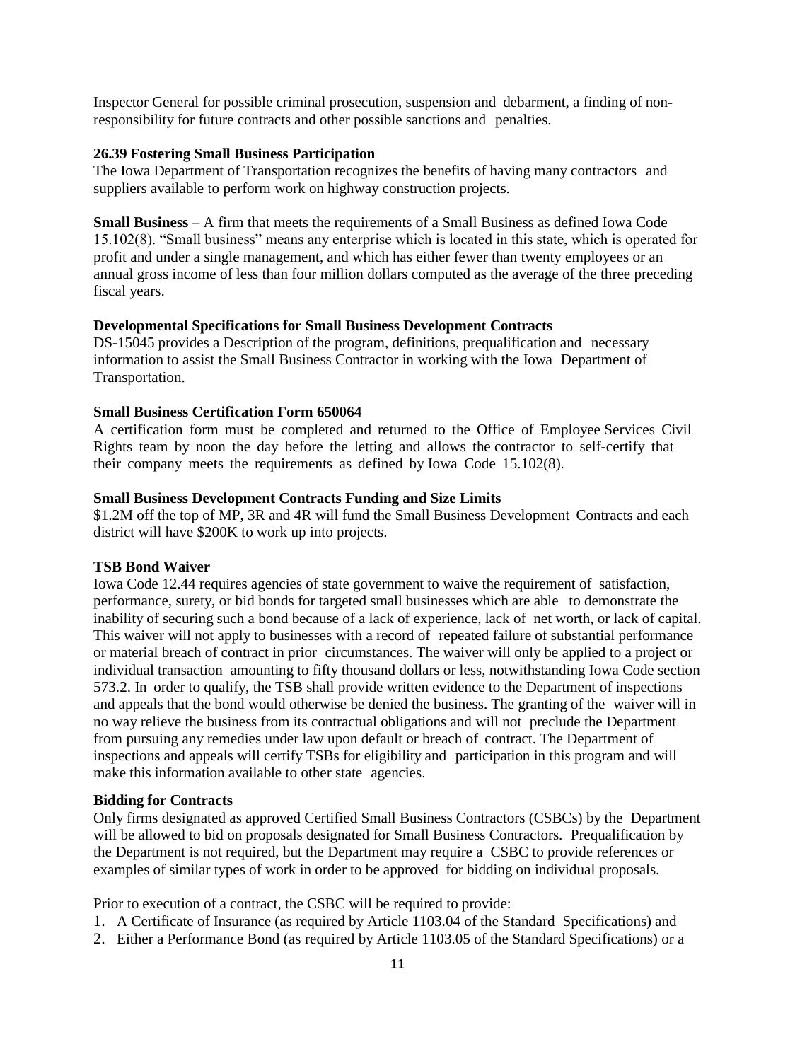Inspector General for possible criminal prosecution, suspension and debarment, a finding of non-responsibility for future contracts and other possible sanctions and penalties.

**26.39 Fostering Small Business Participation**

The Iowa Department of Transportation recognizes the benefits of having many contractors and suppliers available to perform work on highway construction projects.

**Small Business** – A firm that meets the requirements of a Small Business as defined Iowa Code 15.102(8). "Small business" means any enterprise which is located in this state, which is operated for profit and under a single management, and which has either fewer than twenty employees or an annual gross income of less than four million dollars computed as the average of the three preceding fiscal years.

**Developmental Specifications for Small Business Development Contracts**

DS-15045 provides a Description of the program, definitions, prequalification and necessary information to assist the Small Business Contractor in working with the Iowa Department of Transportation.

**Small Business Certification Form 650064**

A certification form must be completed and returned to the Office of Employee Services Civil Rights team by noon the day before the letting and allows the contractor to self-certify that their company meets the requirements as defined by Iowa Code 15.102(8).

**Small Business Development Contracts Funding and Size Limits**

$1.2M off the top of MP, 3R and 4R will fund the Small Business Development Contracts and each district will have $200K to work up into projects.

**TSB Bond Waiver**

Iowa Code 12.44 requires agencies of state government to waive the requirement of satisfaction, performance, surety, or bid bonds for targeted small businesses which are able to demonstrate the inability of securing such a bond because of a lack of experience, lack of net worth, or lack of capital. This waiver will not apply to businesses with a record of repeated failure of substantial performance or material breach of contract in prior circumstances. The waiver will only be applied to a project or individual transaction amounting to fifty thousand dollars or less, notwithstanding Iowa Code section 573.2. In order to qualify, the TSB shall provide written evidence to the Department of inspections and appeals that the bond would otherwise be denied the business. The granting of the waiver will in no way relieve the business from its contractual obligations and will not preclude the Department from pursuing any remedies under law upon default or breach of contract. The Department of inspections and appeals will certify TSBs for eligibility and participation in this program and will make this information available to other state agencies.

**Bidding for Contracts**

Only firms designated as approved Certified Small Business Contractors (CSBCs) by the Department will be allowed to bid on proposals designated for Small Business Contractors. Prequalification by the Department is not required, but the Department may require a CSBC to provide references or examples of similar types of work in order to be approved for bidding on individual proposals.

Prior to execution of a contract, the CSBC will be required to provide:

1. A Certificate of Insurance (as required by Article 1103.04 of the Standard Specifications) and
2. Either a Performance Bond (as required by Article 1103.05 of the Standard Specifications) or a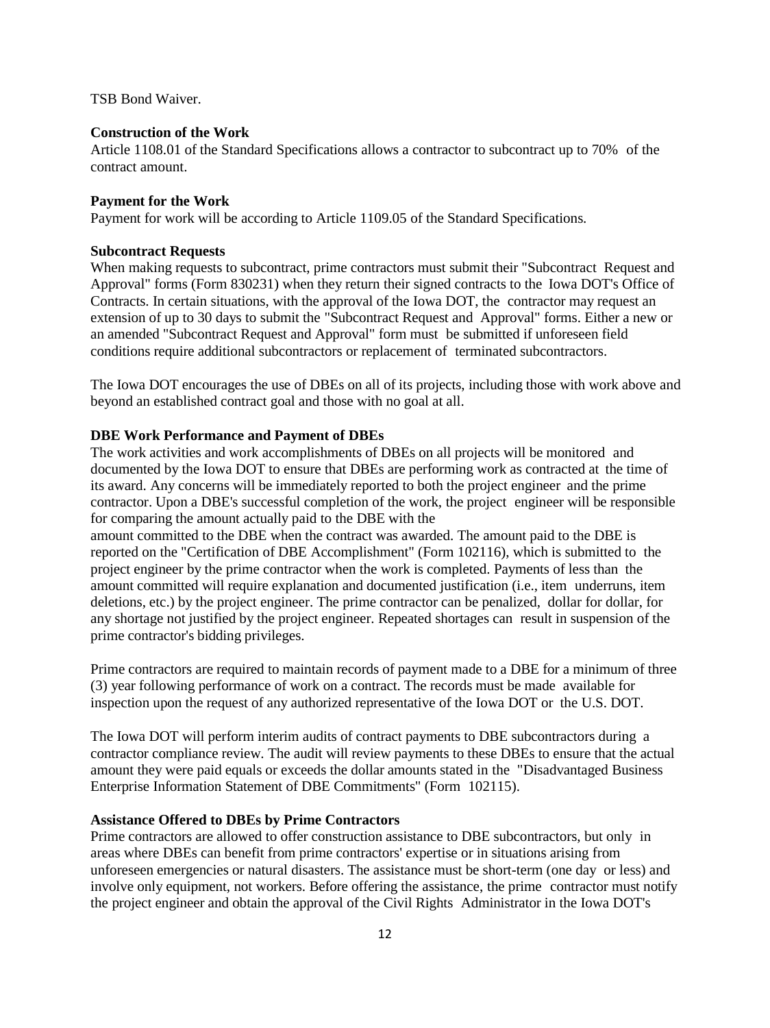TSB Bond Waiver.

**Construction of the Work**

Article 1108.01 of the Standard Specifications allows a contractor to subcontract up to 70% of the contract amount.

**Payment for the Work**

Payment for work will be according to Article 1109.05 of the Standard Specifications.

**Subcontract Requests**

When making requests to subcontract, prime contractors must submit their "Subcontract Request and Approval" forms (Form 830231) when they return their signed contracts to the Iowa DOT's Office of Contracts. In certain situations, with the approval of the Iowa DOT, the contractor may request an extension of up to 30 days to submit the "Subcontract Request and Approval" forms. Either a new or an amended "Subcontract Request and Approval" form must be submitted if unforeseen field conditions require additional subcontractors or replacement of terminated subcontractors.

The Iowa DOT encourages the use of DBEs on all of its projects, including those with work above and beyond an established contract goal and those with no goal at all.

**DBE Work Performance and Payment of DBEs**

The work activities and work accomplishments of DBEs on all projects will be monitored and documented by the Iowa DOT to ensure that DBEs are performing work as contracted at the time of its award. Any concerns will be immediately reported to both the project engineer and the prime contractor. Upon a DBE's successful completion of the work, the project engineer will be responsible for comparing the amount actually paid to the DBE with the amount committed to the DBE when the contract was awarded. The amount paid to the DBE is reported on the "Certification of DBE Accomplishment" (Form 102116), which is submitted to the project engineer by the prime contractor when the work is completed. Payments of less than the amount committed will require explanation and documented justification (i.e., item underruns, item deletions, etc.) by the project engineer. The prime contractor can be penalized, dollar for dollar, for any shortage not justified by the project engineer. Repeated shortages can result in suspension of the prime contractor's bidding privileges.

Prime contractors are required to maintain records of payment made to a DBE for a minimum of three (3) year following performance of work on a contract. The records must be made available for inspection upon the request of any authorized representative of the Iowa DOT or the U.S. DOT.

The Iowa DOT will perform interim audits of contract payments to DBE subcontractors during a contractor compliance review. The audit will review payments to these DBEs to ensure that the actual amount they were paid equals or exceeds the dollar amounts stated in the "Disadvantaged Business Enterprise Information Statement of DBE Commitments" (Form 102115).

**Assistance Offered to DBEs by Prime Contractors**

Prime contractors are allowed to offer construction assistance to DBE subcontractors, but only in areas where DBEs can benefit from prime contractors' expertise or in situations arising from unforeseen emergencies or natural disasters. The assistance must be short-term (one day or less) and involve only equipment, not workers. Before offering the assistance, the prime contractor must notify the project engineer and obtain the approval of the Civil Rights Administrator in the Iowa DOT's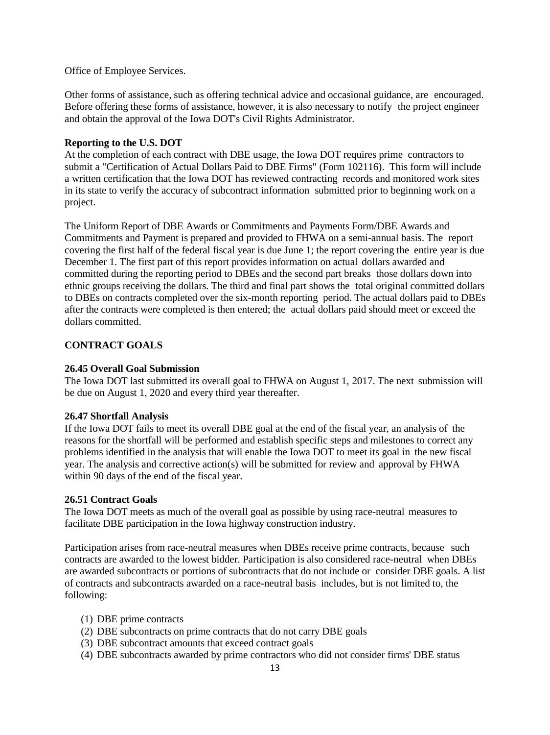Office of Employee Services.

Other forms of assistance, such as offering technical advice and occasional guidance, are encouraged. Before offering these forms of assistance, however, it is also necessary to notify the project engineer and obtain the approval of the Iowa DOT's Civil Rights Administrator.

**Reporting to the U.S. DOT**

At the completion of each contract with DBE usage, the Iowa DOT requires prime contractors to submit a "Certification of Actual Dollars Paid to DBE Firms" (Form 102116). This form will include a written certification that the Iowa DOT has reviewed contracting records and monitored work sites in its state to verify the accuracy of subcontract information submitted prior to beginning work on a project.

The Uniform Report of DBE Awards or Commitments and Payments Form/DBE Awards and Commitments and Payment is prepared and provided to FHWA on a semi-annual basis. The report covering the first half of the federal fiscal year is due June 1; the report covering the entire year is due December 1. The first part of this report provides information on actual dollars awarded and committed during the reporting period to DBEs and the second part breaks those dollars down into ethnic groups receiving the dollars. The third and final part shows the total original committed dollars to DBEs on contracts completed over the six-month reporting period. The actual dollars paid to DBEs after the contracts were completed is then entered; the actual dollars paid should meet or exceed the dollars committed.

## CONTRACT GOALS

**26.45 Overall Goal Submission**

The Iowa DOT last submitted its overall goal to FHWA on August 1, 2017. The next submission will be due on August 1, 2020 and every third year thereafter.

**26.47 Shortfall Analysis**

If the Iowa DOT fails to meet its overall DBE goal at the end of the fiscal year, an analysis of the reasons for the shortfall will be performed and establish specific steps and milestones to correct any problems identified in the analysis that will enable the Iowa DOT to meet its goal in the new fiscal year. The analysis and corrective action(s) will be submitted for review and approval by FHWA within 90 days of the end of the fiscal year.

**26.51 Contract Goals**

The Iowa DOT meets as much of the overall goal as possible by using race-neutral measures to facilitate DBE participation in the Iowa highway construction industry.

Participation arises from race-neutral measures when DBEs receive prime contracts, because such contracts are awarded to the lowest bidder. Participation is also considered race-neutral when DBEs are awarded subcontracts or portions of subcontracts that do not include or consider DBE goals. A list of contracts and subcontracts awarded on a race-neutral basis includes, but is not limited to, the following:

(1) DBE prime contracts
(2) DBE subcontracts on prime contracts that do not carry DBE goals
(3) DBE subcontract amounts that exceed contract goals
(4) DBE subcontracts awarded by prime contractors who did not consider firms' DBE status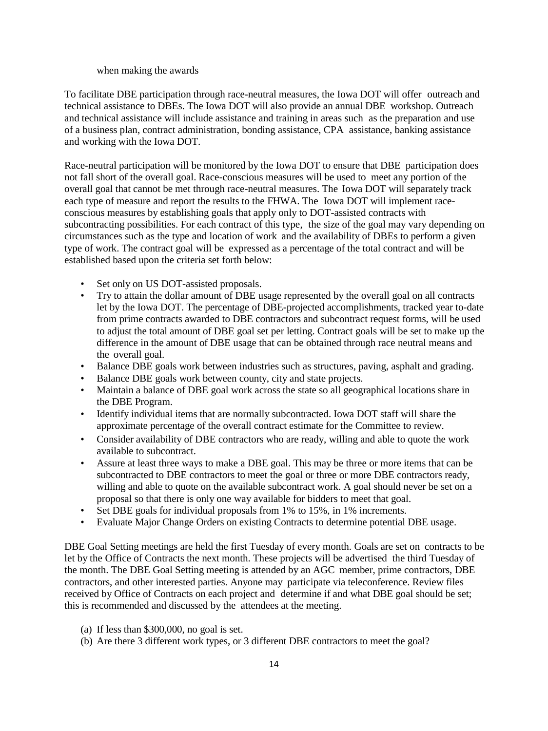when making the awards

To facilitate DBE participation through race-neutral measures, the Iowa DOT will offer outreach and technical assistance to DBEs. The Iowa DOT will also provide an annual DBE workshop. Outreach and technical assistance will include assistance and training in areas such as the preparation and use of a business plan, contract administration, bonding assistance, CPA assistance, banking assistance and working with the Iowa DOT.

Race-neutral participation will be monitored by the Iowa DOT to ensure that DBE participation does not fall short of the overall goal. Race-conscious measures will be used to meet any portion of the overall goal that cannot be met through race-neutral measures. The Iowa DOT will separately track each type of measure and report the results to the FHWA. The Iowa DOT will implement race-conscious measures by establishing goals that apply only to DOT-assisted contracts with subcontracting possibilities. For each contract of this type, the size of the goal may vary depending on circumstances such as the type and location of work and the availability of DBEs to perform a given type of work. The contract goal will be expressed as a percentage of the total contract and will be established based upon the criteria set forth below:

- Set only on US DOT-assisted proposals.
- Try to attain the dollar amount of DBE usage represented by the overall goal on all contracts let by the Iowa DOT. The percentage of DBE-projected accomplishments, tracked year to-date from prime contracts awarded to DBE contractors and subcontract request forms, will be used to adjust the total amount of DBE goal set per letting. Contract goals will be set to make up the difference in the amount of DBE usage that can be obtained through race neutral means and the overall goal.
- Balance DBE goals work between industries such as structures, paving, asphalt and grading.
- Balance DBE goals work between county, city and state projects.
- Maintain a balance of DBE goal work across the state so all geographical locations share in the DBE Program.
- Identify individual items that are normally subcontracted. Iowa DOT staff will share the approximate percentage of the overall contract estimate for the Committee to review.
- Consider availability of DBE contractors who are ready, willing and able to quote the work available to subcontract.
- Assure at least three ways to make a DBE goal. This may be three or more items that can be subcontracted to DBE contractors to meet the goal or three or more DBE contractors ready, willing and able to quote on the available subcontract work. A goal should never be set on a proposal so that there is only one way available for bidders to meet that goal.
- Set DBE goals for individual proposals from 1% to 15%, in 1% increments.
- Evaluate Major Change Orders on existing Contracts to determine potential DBE usage.

DBE Goal Setting meetings are held the first Tuesday of every month. Goals are set on contracts to be let by the Office of Contracts the next month. These projects will be advertised the third Tuesday of the month. The DBE Goal Setting meeting is attended by an AGC member, prime contractors, DBE contractors, and other interested parties. Anyone may participate via teleconference. Review files received by Office of Contracts on each project and determine if and what DBE goal should be set; this is recommended and discussed by the attendees at the meeting.

(a) If less than $300,000, no goal is set.
(b) Are there 3 different work types, or 3 different DBE contractors to meet the goal?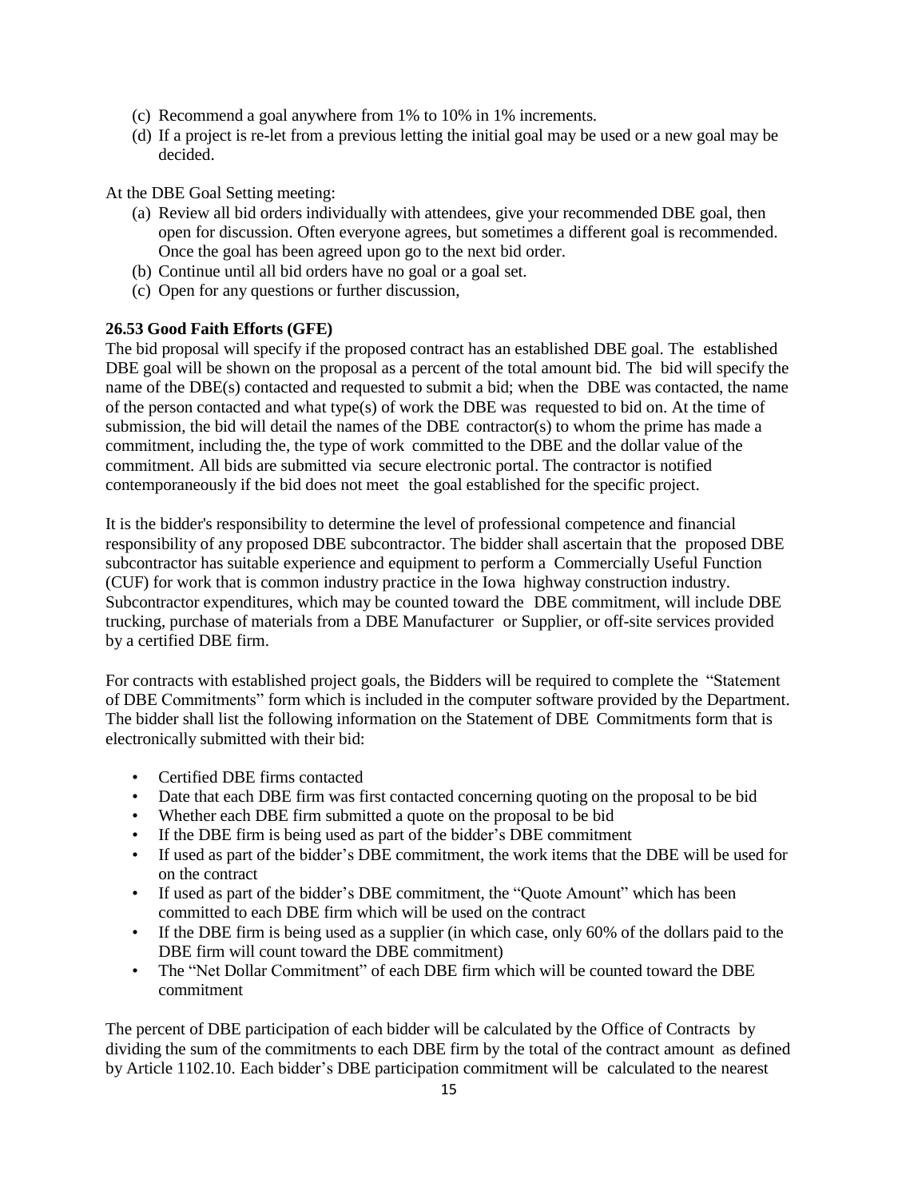(c) Recommend a goal anywhere from 1% to 10% in 1% increments.
(d) If a project is re-let from a previous letting the initial goal may be used or a new goal may be decided.

At the DBE Goal Setting meeting:

(a) Review all bid orders individually with attendees, give your recommended DBE goal, then open for discussion. Often everyone agrees, but sometimes a different goal is recommended. Once the goal has been agreed upon go to the next bid order.
(b) Continue until all bid orders have no goal or a goal set.
(c) Open for any questions or further discussion,

**26.53 Good Faith Efforts (GFE)**

The bid proposal will specify if the proposed contract has an established DBE goal. The established DBE goal will be shown on the proposal as a percent of the total amount bid. The bid will specify the name of the DBE(s) contacted and requested to submit a bid; when the DBE was contacted, the name of the person contacted and what type(s) of work the DBE was requested to bid on. At the time of submission, the bid will detail the names of the DBE contractor(s) to whom the prime has made a commitment, including the, the type of work committed to the DBE and the dollar value of the commitment. All bids are submitted via secure electronic portal. The contractor is notified contemporaneously if the bid does not meet the goal established for the specific project.

It is the bidder's responsibility to determine the level of professional competence and financial responsibility of any proposed DBE subcontractor. The bidder shall ascertain that the proposed DBE subcontractor has suitable experience and equipment to perform a Commercially Useful Function (CUF) for work that is common industry practice in the Iowa highway construction industry. Subcontractor expenditures, which may be counted toward the DBE commitment, will include DBE trucking, purchase of materials from a DBE Manufacturer or Supplier, or off-site services provided by a certified DBE firm.

For contracts with established project goals, the Bidders will be required to complete the "Statement of DBE Commitments" form which is included in the computer software provided by the Department. The bidder shall list the following information on the Statement of DBE Commitments form that is electronically submitted with their bid:

- Certified DBE firms contacted
- Date that each DBE firm was first contacted concerning quoting on the proposal to be bid
- Whether each DBE firm submitted a quote on the proposal to be bid
- If the DBE firm is being used as part of the bidder's DBE commitment
- If used as part of the bidder's DBE commitment, the work items that the DBE will be used for on the contract
- If used as part of the bidder's DBE commitment, the "Quote Amount" which has been committed to each DBE firm which will be used on the contract
- If the DBE firm is being used as a supplier (in which case, only 60% of the dollars paid to the DBE firm will count toward the DBE commitment)
- The "Net Dollar Commitment" of each DBE firm which will be counted toward the DBE commitment

The percent of DBE participation of each bidder will be calculated by the Office of Contracts by dividing the sum of the commitments to each DBE firm by the total of the contract amount as defined by Article 1102.10. Each bidder's DBE participation commitment will be calculated to the nearest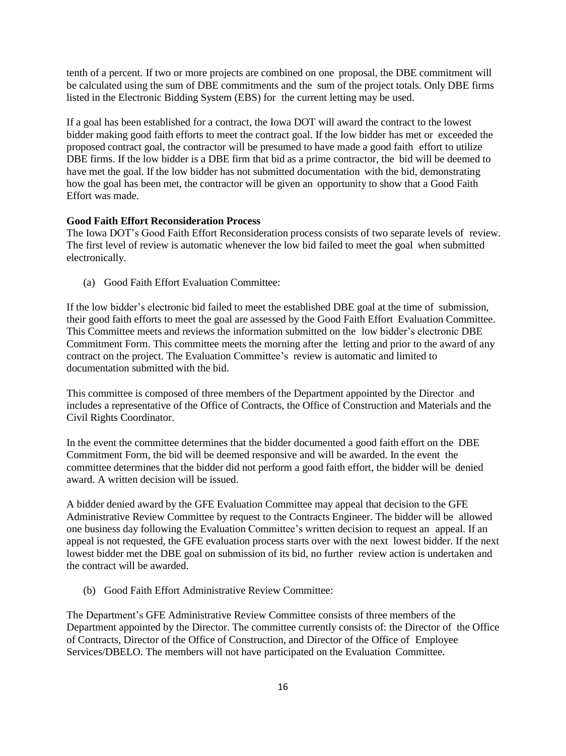tenth of a percent. If two or more projects are combined on one proposal, the DBE commitment will be calculated using the sum of DBE commitments and the sum of the project totals. Only DBE firms listed in the Electronic Bidding System (EBS) for the current letting may be used.

If a goal has been established for a contract, the Iowa DOT will award the contract to the lowest bidder making good faith efforts to meet the contract goal. If the low bidder has met or exceeded the proposed contract goal, the contractor will be presumed to have made a good faith effort to utilize DBE firms. If the low bidder is a DBE firm that bid as a prime contractor, the bid will be deemed to have met the goal. If the low bidder has not submitted documentation with the bid, demonstrating how the goal has been met, the contractor will be given an opportunity to show that a Good Faith Effort was made.

**Good Faith Effort Reconsideration Process**

The Iowa DOT's Good Faith Effort Reconsideration process consists of two separate levels of review. The first level of review is automatic whenever the low bid failed to meet the goal when submitted electronically.

(a) Good Faith Effort Evaluation Committee:

If the low bidder's electronic bid failed to meet the established DBE goal at the time of submission, their good faith efforts to meet the goal are assessed by the Good Faith Effort Evaluation Committee. This Committee meets and reviews the information submitted on the low bidder's electronic DBE Commitment Form. This committee meets the morning after the letting and prior to the award of any contract on the project. The Evaluation Committee's review is automatic and limited to documentation submitted with the bid.

This committee is composed of three members of the Department appointed by the Director and includes a representative of the Office of Contracts, the Office of Construction and Materials and the Civil Rights Coordinator.

In the event the committee determines that the bidder documented a good faith effort on the DBE Commitment Form, the bid will be deemed responsive and will be awarded. In the event the committee determines that the bidder did not perform a good faith effort, the bidder will be denied award. A written decision will be issued.

A bidder denied award by the GFE Evaluation Committee may appeal that decision to the GFE Administrative Review Committee by request to the Contracts Engineer. The bidder will be allowed one business day following the Evaluation Committee's written decision to request an appeal. If an appeal is not requested, the GFE evaluation process starts over with the next lowest bidder. If the next lowest bidder met the DBE goal on submission of its bid, no further review action is undertaken and the contract will be awarded.

(b) Good Faith Effort Administrative Review Committee:

The Department's GFE Administrative Review Committee consists of three members of the Department appointed by the Director. The committee currently consists of: the Director of the Office of Contracts, Director of the Office of Construction, and Director of the Office of Employee Services/DBELO. The members will not have participated on the Evaluation Committee.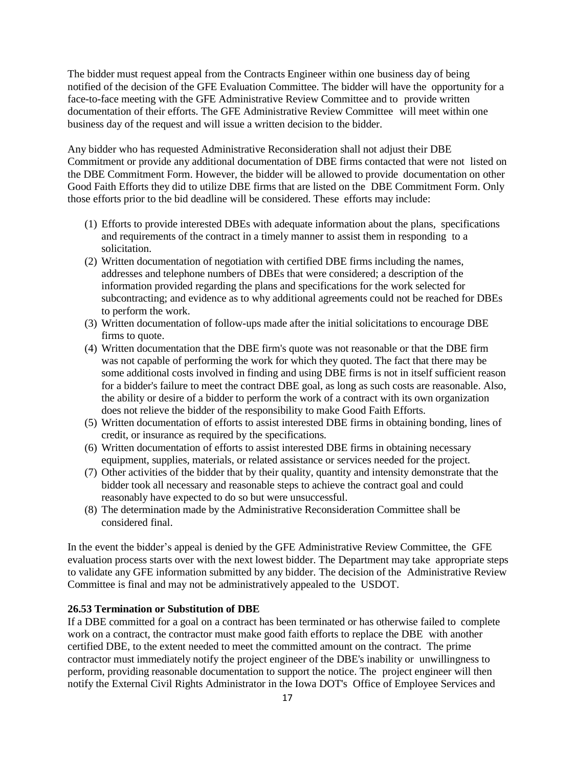The bidder must request appeal from the Contracts Engineer within one business day of being notified of the decision of the GFE Evaluation Committee. The bidder will have the opportunity for a face-to-face meeting with the GFE Administrative Review Committee and to provide written documentation of their efforts. The GFE Administrative Review Committee will meet within one business day of the request and will issue a written decision to the bidder.

Any bidder who has requested Administrative Reconsideration shall not adjust their DBE Commitment or provide any additional documentation of DBE firms contacted that were not listed on the DBE Commitment Form. However, the bidder will be allowed to provide documentation on other Good Faith Efforts they did to utilize DBE firms that are listed on the DBE Commitment Form. Only those efforts prior to the bid deadline will be considered. These efforts may include:

(1) Efforts to provide interested DBEs with adequate information about the plans, specifications and requirements of the contract in a timely manner to assist them in responding to a solicitation.
(2) Written documentation of negotiation with certified DBE firms including the names, addresses and telephone numbers of DBEs that were considered; a description of the information provided regarding the plans and specifications for the work selected for subcontracting; and evidence as to why additional agreements could not be reached for DBEs to perform the work.
(3) Written documentation of follow-ups made after the initial solicitations to encourage DBE firms to quote.
(4) Written documentation that the DBE firm's quote was not reasonable or that the DBE firm was not capable of performing the work for which they quoted. The fact that there may be some additional costs involved in finding and using DBE firms is not in itself sufficient reason for a bidder's failure to meet the contract DBE goal, as long as such costs are reasonable. Also, the ability or desire of a bidder to perform the work of a contract with its own organization does not relieve the bidder of the responsibility to make Good Faith Efforts.
(5) Written documentation of efforts to assist interested DBE firms in obtaining bonding, lines of credit, or insurance as required by the specifications.
(6) Written documentation of efforts to assist interested DBE firms in obtaining necessary equipment, supplies, materials, or related assistance or services needed for the project.
(7) Other activities of the bidder that by their quality, quantity and intensity demonstrate that the bidder took all necessary and reasonable steps to achieve the contract goal and could reasonably have expected to do so but were unsuccessful.
(8) The determination made by the Administrative Reconsideration Committee shall be considered final.

In the event the bidder's appeal is denied by the GFE Administrative Review Committee, the GFE evaluation process starts over with the next lowest bidder. The Department may take appropriate steps to validate any GFE information submitted by any bidder. The decision of the Administrative Review Committee is final and may not be administratively appealed to the USDOT.

**26.53 Termination or Substitution of DBE**

If a DBE committed for a goal on a contract has been terminated or has otherwise failed to complete work on a contract, the contractor must make good faith efforts to replace the DBE with another certified DBE, to the extent needed to meet the committed amount on the contract. The prime contractor must immediately notify the project engineer of the DBE's inability or unwillingness to perform, providing reasonable documentation to support the notice. The project engineer will then notify the External Civil Rights Administrator in the Iowa DOT's Office of Employee Services and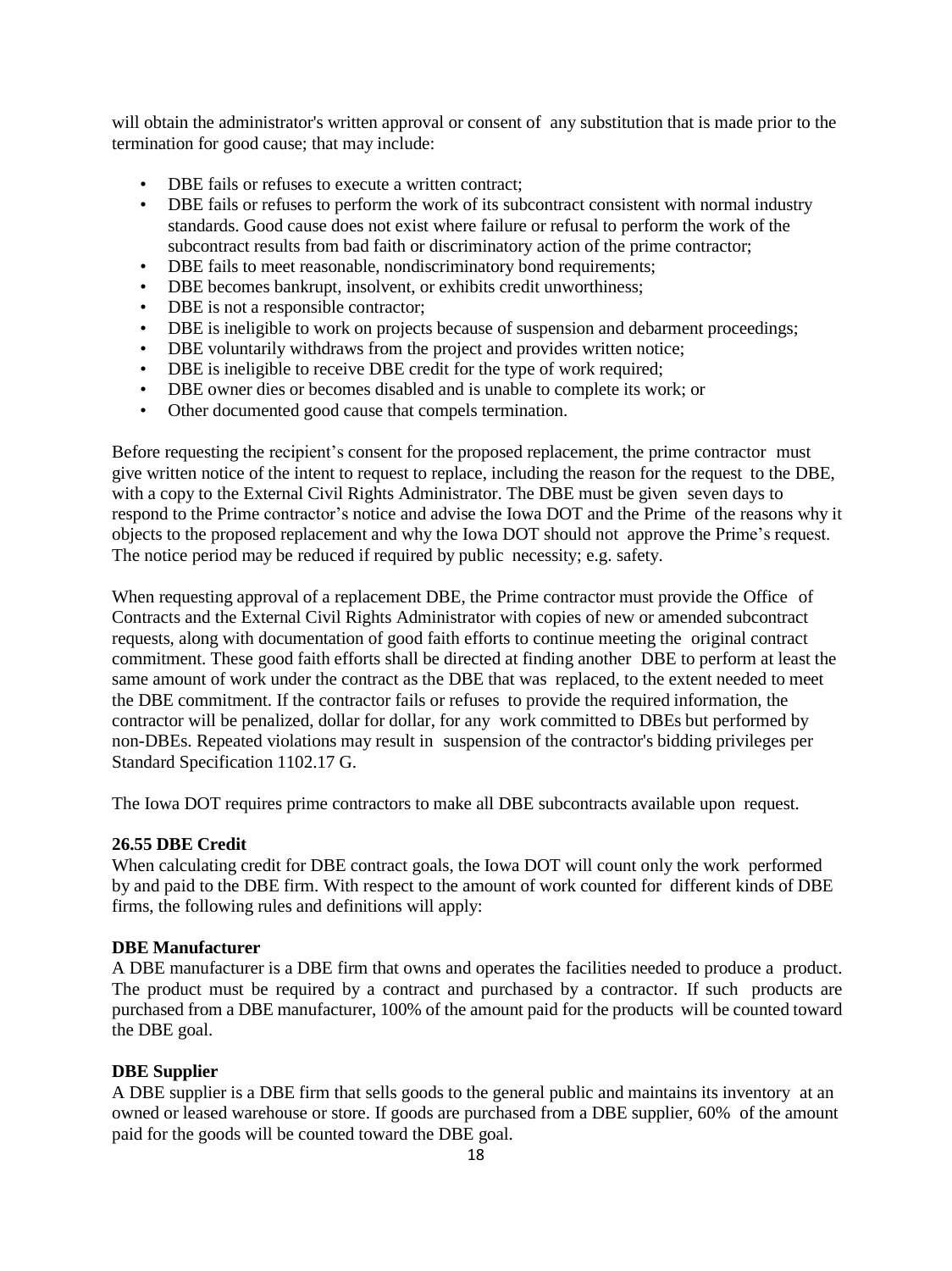will obtain the administrator's written approval or consent of any substitution that is made prior to the termination for good cause; that may include:

- DBE fails or refuses to execute a written contract;
- DBE fails or refuses to perform the work of its subcontract consistent with normal industry standards. Good cause does not exist where failure or refusal to perform the work of the subcontract results from bad faith or discriminatory action of the prime contractor;
- DBE fails to meet reasonable, nondiscriminatory bond requirements;
- DBE becomes bankrupt, insolvent, or exhibits credit unworthiness;
- DBE is not a responsible contractor;
- DBE is ineligible to work on projects because of suspension and debarment proceedings;
- DBE voluntarily withdraws from the project and provides written notice;
- DBE is ineligible to receive DBE credit for the type of work required;
- DBE owner dies or becomes disabled and is unable to complete its work; or
- Other documented good cause that compels termination.

Before requesting the recipient's consent for the proposed replacement, the prime contractor must give written notice of the intent to request to replace, including the reason for the request to the DBE, with a copy to the External Civil Rights Administrator. The DBE must be given seven days to respond to the Prime contractor's notice and advise the Iowa DOT and the Prime of the reasons why it objects to the proposed replacement and why the Iowa DOT should not approve the Prime's request. The notice period may be reduced if required by public necessity; e.g. safety.

When requesting approval of a replacement DBE, the Prime contractor must provide the Office of Contracts and the External Civil Rights Administrator with copies of new or amended subcontract requests, along with documentation of good faith efforts to continue meeting the original contract commitment. These good faith efforts shall be directed at finding another DBE to perform at least the same amount of work under the contract as the DBE that was replaced, to the extent needed to meet the DBE commitment. If the contractor fails or refuses to provide the required information, the contractor will be penalized, dollar for dollar, for any work committed to DBEs but performed by non-DBEs. Repeated violations may result in suspension of the contractor's bidding privileges per Standard Specification 1102.17 G.

The Iowa DOT requires prime contractors to make all DBE subcontracts available upon request.

**26.55 DBE Credit**

When calculating credit for DBE contract goals, the Iowa DOT will count only the work performed by and paid to the DBE firm. With respect to the amount of work counted for different kinds of DBE firms, the following rules and definitions will apply:

**DBE Manufacturer**

A DBE manufacturer is a DBE firm that owns and operates the facilities needed to produce a product. The product must be required by a contract and purchased by a contractor. If such products are purchased from a DBE manufacturer, 100% of the amount paid for the products will be counted toward the DBE goal.

**DBE Supplier**

A DBE supplier is a DBE firm that sells goods to the general public and maintains its inventory at an owned or leased warehouse or store. If goods are purchased from a DBE supplier, 60% of the amount paid for the goods will be counted toward the DBE goal.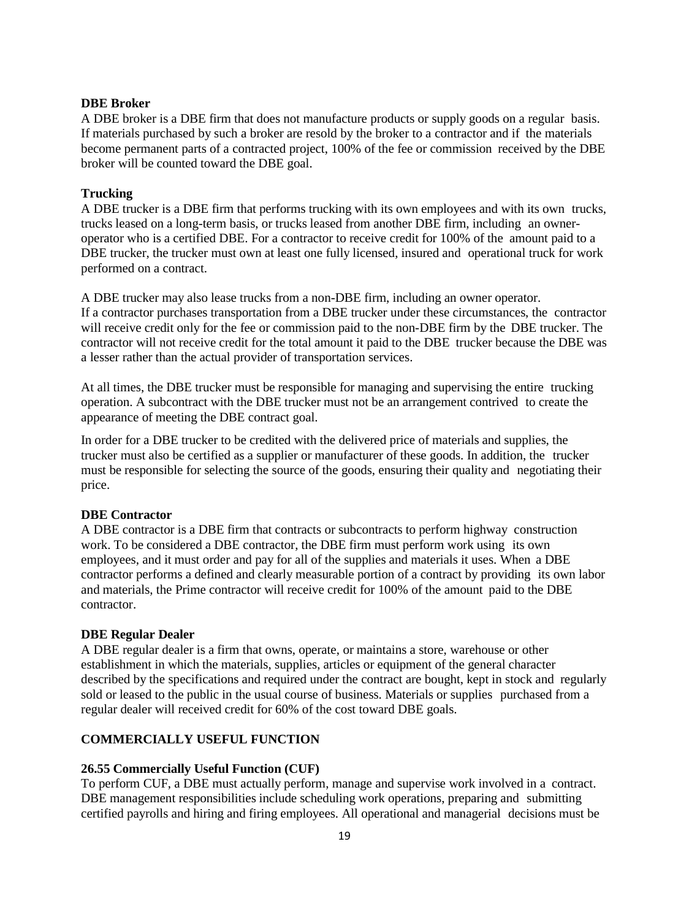**DBE Broker**

A DBE broker is a DBE firm that does not manufacture products or supply goods on a regular basis. If materials purchased by such a broker are resold by the broker to a contractor and if the materials become permanent parts of a contracted project, 100% of the fee or commission received by the DBE broker will be counted toward the DBE goal.

**Trucking**

A DBE trucker is a DBE firm that performs trucking with its own employees and with its own trucks, trucks leased on a long-term basis, or trucks leased from another DBE firm, including an owner-operator who is a certified DBE. For a contractor to receive credit for 100% of the amount paid to a DBE trucker, the trucker must own at least one fully licensed, insured and operational truck for work performed on a contract.

A DBE trucker may also lease trucks from a non-DBE firm, including an owner operator. If a contractor purchases transportation from a DBE trucker under these circumstances, the contractor will receive credit only for the fee or commission paid to the non-DBE firm by the DBE trucker. The contractor will not receive credit for the total amount it paid to the DBE trucker because the DBE was a lesser rather than the actual provider of transportation services.

At all times, the DBE trucker must be responsible for managing and supervising the entire trucking operation. A subcontract with the DBE trucker must not be an arrangement contrived to create the appearance of meeting the DBE contract goal.

In order for a DBE trucker to be credited with the delivered price of materials and supplies, the trucker must also be certified as a supplier or manufacturer of these goods. In addition, the trucker must be responsible for selecting the source of the goods, ensuring their quality and negotiating their price.

**DBE Contractor**

A DBE contractor is a DBE firm that contracts or subcontracts to perform highway construction work. To be considered a DBE contractor, the DBE firm must perform work using its own employees, and it must order and pay for all of the supplies and materials it uses. When a DBE contractor performs a defined and clearly measurable portion of a contract by providing its own labor and materials, the Prime contractor will receive credit for 100% of the amount paid to the DBE contractor.

**DBE Regular Dealer**

A DBE regular dealer is a firm that owns, operate, or maintains a store, warehouse or other establishment in which the materials, supplies, articles or equipment of the general character described by the specifications and required under the contract are bought, kept in stock and regularly sold or leased to the public in the usual course of business. Materials or supplies purchased from a regular dealer will received credit for 60% of the cost toward DBE goals.

## COMMERCIALLY USEFUL FUNCTION

**26.55 Commercially Useful Function (CUF)**

To perform CUF, a DBE must actually perform, manage and supervise work involved in a contract. DBE management responsibilities include scheduling work operations, preparing and submitting certified payrolls and hiring and firing employees. All operational and managerial decisions must be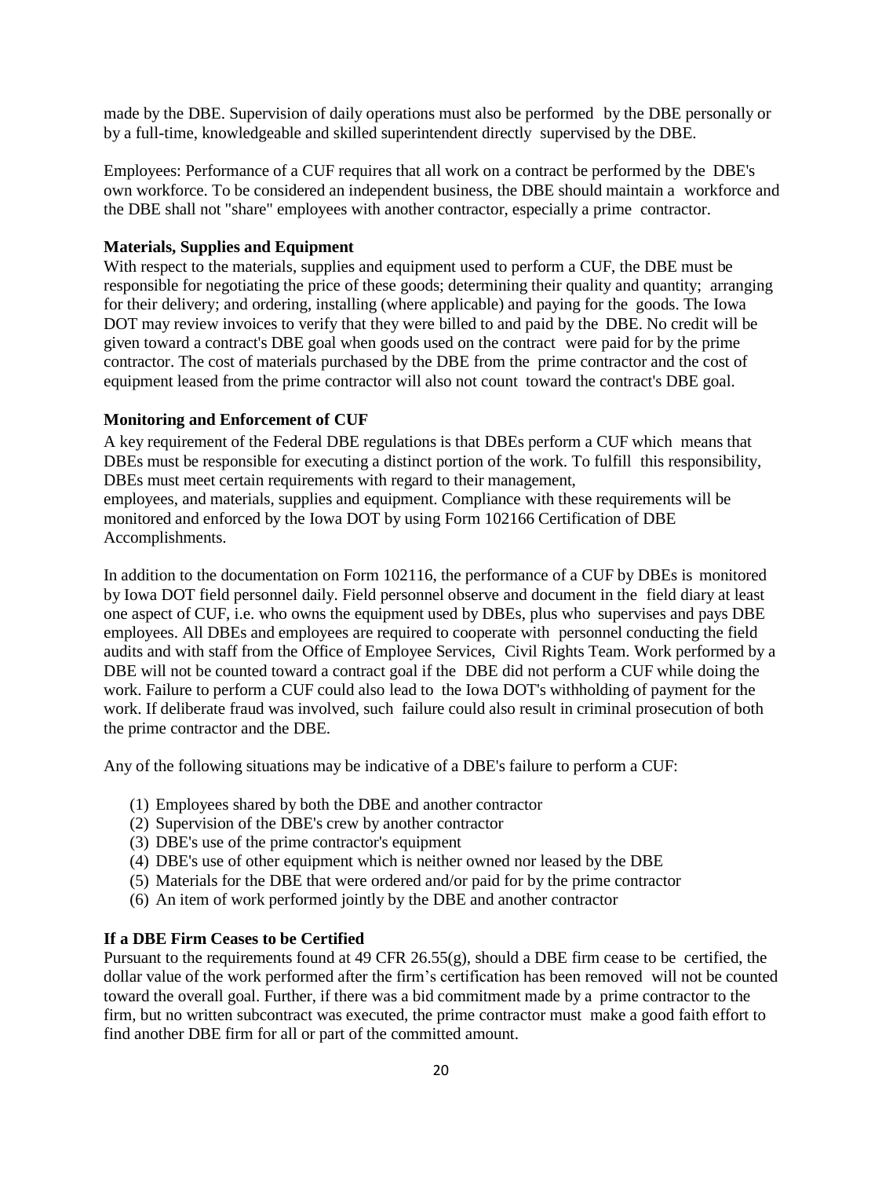made by the DBE. Supervision of daily operations must also be performed by the DBE personally or by a full-time, knowledgeable and skilled superintendent directly supervised by the DBE.

Employees: Performance of a CUF requires that all work on a contract be performed by the DBE's own workforce. To be considered an independent business, the DBE should maintain a workforce and the DBE shall not "share" employees with another contractor, especially a prime contractor.

**Materials, Supplies and Equipment**

With respect to the materials, supplies and equipment used to perform a CUF, the DBE must be responsible for negotiating the price of these goods; determining their quality and quantity; arranging for their delivery; and ordering, installing (where applicable) and paying for the goods. The Iowa DOT may review invoices to verify that they were billed to and paid by the DBE. No credit will be given toward a contract's DBE goal when goods used on the contract were paid for by the prime contractor. The cost of materials purchased by the DBE from the prime contractor and the cost of equipment leased from the prime contractor will also not count toward the contract's DBE goal.

**Monitoring and Enforcement of CUF**

A key requirement of the Federal DBE regulations is that DBEs perform a CUF which means that DBEs must be responsible for executing a distinct portion of the work. To fulfill this responsibility, DBEs must meet certain requirements with regard to their management, employees, and materials, supplies and equipment. Compliance with these requirements will be monitored and enforced by the Iowa DOT by using Form 102166 Certification of DBE Accomplishments.

In addition to the documentation on Form 102116, the performance of a CUF by DBEs is monitored by Iowa DOT field personnel daily. Field personnel observe and document in the field diary at least one aspect of CUF, i.e. who owns the equipment used by DBEs, plus who supervises and pays DBE employees. All DBEs and employees are required to cooperate with personnel conducting the field audits and with staff from the Office of Employee Services, Civil Rights Team. Work performed by a DBE will not be counted toward a contract goal if the DBE did not perform a CUF while doing the work. Failure to perform a CUF could also lead to the Iowa DOT's withholding of payment for the work. If deliberate fraud was involved, such failure could also result in criminal prosecution of both the prime contractor and the DBE.

Any of the following situations may be indicative of a DBE's failure to perform a CUF:

(1) Employees shared by both the DBE and another contractor
(2) Supervision of the DBE's crew by another contractor
(3) DBE's use of the prime contractor's equipment
(4) DBE's use of other equipment which is neither owned nor leased by the DBE
(5) Materials for the DBE that were ordered and/or paid for by the prime contractor
(6) An item of work performed jointly by the DBE and another contractor

**If a DBE Firm Ceases to be Certified**

Pursuant to the requirements found at 49 CFR 26.55(g), should a DBE firm cease to be certified, the dollar value of the work performed after the firm's certification has been removed will not be counted toward the overall goal. Further, if there was a bid commitment made by a prime contractor to the firm, but no written subcontract was executed, the prime contractor must make a good faith effort to find another DBE firm for all or part of the committed amount.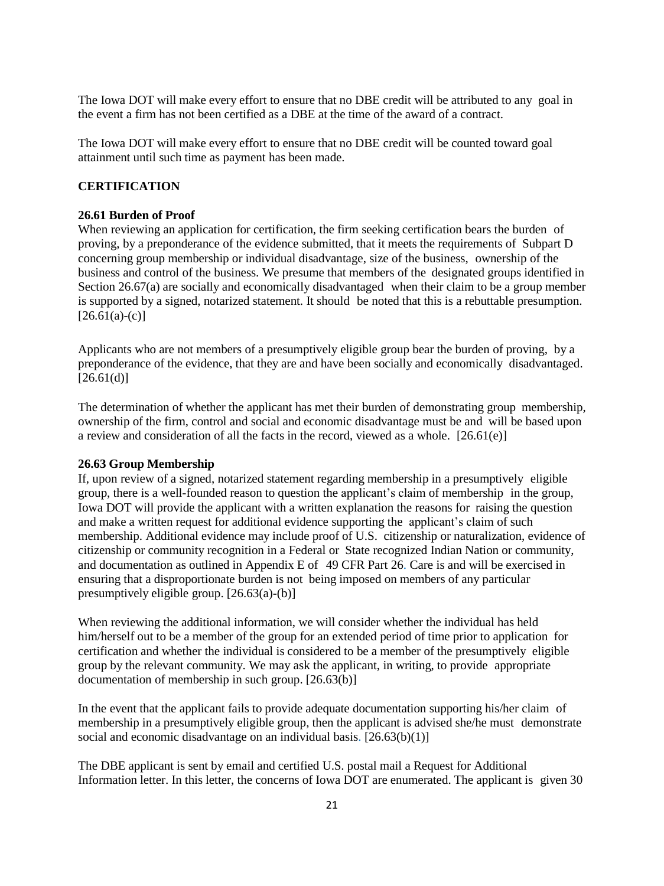The Iowa DOT will make every effort to ensure that no DBE credit will be attributed to any goal in the event a firm has not been certified as a DBE at the time of the award of a contract.

The Iowa DOT will make every effort to ensure that no DBE credit will be counted toward goal attainment until such time as payment has been made.

## CERTIFICATION

### 26.61 Burden of Proof

When reviewing an application for certification, the firm seeking certification bears the burden of proving, by a preponderance of the evidence submitted, that it meets the requirements of Subpart D concerning group membership or individual disadvantage, size of the business, ownership of the business and control of the business. We presume that members of the designated groups identified in Section 26.67(a) are socially and economically disadvantaged when their claim to be a group member is supported by a signed, notarized statement. It should be noted that this is a rebuttable presumption. [26.61(a)-(c)]

Applicants who are not members of a presumptively eligible group bear the burden of proving, by a preponderance of the evidence, that they are and have been socially and economically disadvantaged. [26.61(d)]

The determination of whether the applicant has met their burden of demonstrating group membership, ownership of the firm, control and social and economic disadvantage must be and will be based upon a review and consideration of all the facts in the record, viewed as a whole. [26.61(e)]

### 26.63 Group Membership

If, upon review of a signed, notarized statement regarding membership in a presumptively eligible group, there is a well-founded reason to question the applicant's claim of membership in the group, Iowa DOT will provide the applicant with a written explanation the reasons for raising the question and make a written request for additional evidence supporting the applicant's claim of such membership. Additional evidence may include proof of U.S. citizenship or naturalization, evidence of citizenship or community recognition in a Federal or State recognized Indian Nation or community, and documentation as outlined in Appendix E of 49 CFR Part 26. Care is and will be exercised in ensuring that a disproportionate burden is not being imposed on members of any particular presumptively eligible group. [26.63(a)-(b)]

When reviewing the additional information, we will consider whether the individual has held him/herself out to be a member of the group for an extended period of time prior to application for certification and whether the individual is considered to be a member of the presumptively eligible group by the relevant community. We may ask the applicant, in writing, to provide appropriate documentation of membership in such group. [26.63(b)]

In the event that the applicant fails to provide adequate documentation supporting his/her claim of membership in a presumptively eligible group, then the applicant is advised she/he must demonstrate social and economic disadvantage on an individual basis. [26.63(b)(1)]

The DBE applicant is sent by email and certified U.S. postal mail a Request for Additional Information letter. In this letter, the concerns of Iowa DOT are enumerated. The applicant is given 30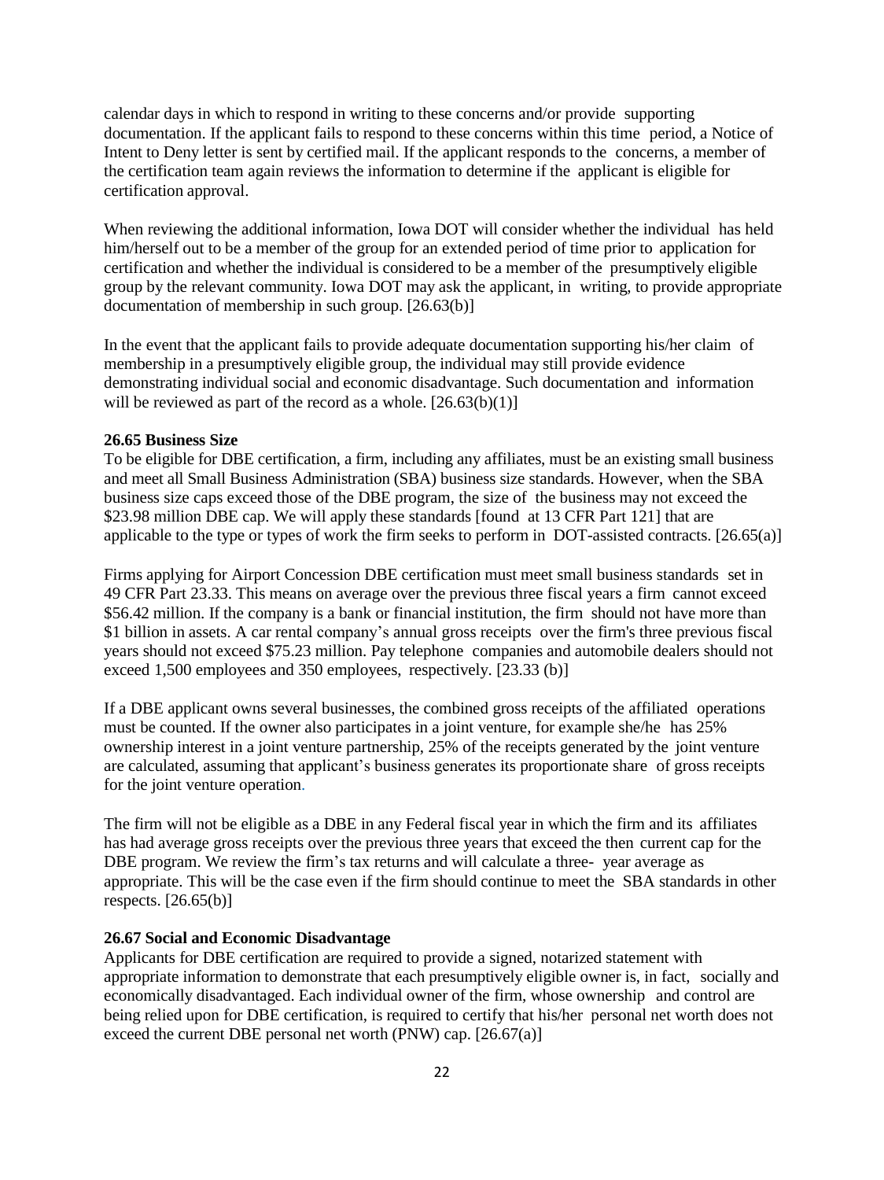calendar days in which to respond in writing to these concerns and/or provide supporting documentation. If the applicant fails to respond to these concerns within this time period, a Notice of Intent to Deny letter is sent by certified mail. If the applicant responds to the concerns, a member of the certification team again reviews the information to determine if the applicant is eligible for certification approval.

When reviewing the additional information, Iowa DOT will consider whether the individual has held him/herself out to be a member of the group for an extended period of time prior to application for certification and whether the individual is considered to be a member of the presumptively eligible group by the relevant community. Iowa DOT may ask the applicant, in writing, to provide appropriate documentation of membership in such group. [26.63(b)]

In the event that the applicant fails to provide adequate documentation supporting his/her claim of membership in a presumptively eligible group, the individual may still provide evidence demonstrating individual social and economic disadvantage. Such documentation and information will be reviewed as part of the record as a whole. [26.63(b)(1)]

**26.65 Business Size**

To be eligible for DBE certification, a firm, including any affiliates, must be an existing small business and meet all Small Business Administration (SBA) business size standards. However, when the SBA business size caps exceed those of the DBE program, the size of the business may not exceed the $23.98 million DBE cap. We will apply these standards [found at 13 CFR Part 121] that are applicable to the type or types of work the firm seeks to perform in DOT-assisted contracts. [26.65(a)]

Firms applying for Airport Concession DBE certification must meet small business standards set in 49 CFR Part 23.33. This means on average over the previous three fiscal years a firm cannot exceed $56.42 million. If the company is a bank or financial institution, the firm should not have more than $1 billion in assets. A car rental company's annual gross receipts over the firm's three previous fiscal years should not exceed $75.23 million. Pay telephone companies and automobile dealers should not exceed 1,500 employees and 350 employees, respectively. [23.33 (b)]

If a DBE applicant owns several businesses, the combined gross receipts of the affiliated operations must be counted. If the owner also participates in a joint venture, for example she/he has 25% ownership interest in a joint venture partnership, 25% of the receipts generated by the joint venture are calculated, assuming that applicant's business generates its proportionate share of gross receipts for the joint venture operation.

The firm will not be eligible as a DBE in any Federal fiscal year in which the firm and its affiliates has had average gross receipts over the previous three years that exceed the then current cap for the DBE program. We review the firm's tax returns and will calculate a three- year average as appropriate. This will be the case even if the firm should continue to meet the SBA standards in other respects. [26.65(b)]

**26.67 Social and Economic Disadvantage**

Applicants for DBE certification are required to provide a signed, notarized statement with appropriate information to demonstrate that each presumptively eligible owner is, in fact, socially and economically disadvantaged. Each individual owner of the firm, whose ownership and control are being relied upon for DBE certification, is required to certify that his/her personal net worth does not exceed the current DBE personal net worth (PNW) cap. [26.67(a)]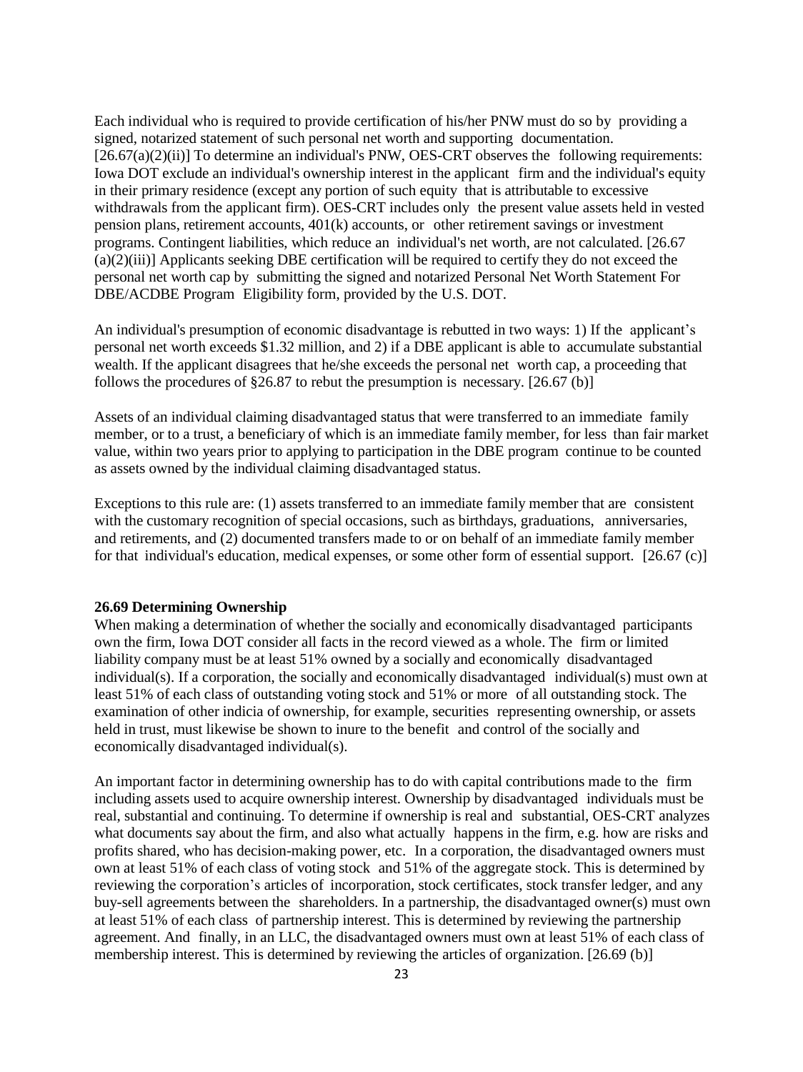Each individual who is required to provide certification of his/her PNW must do so by providing a signed, notarized statement of such personal net worth and supporting documentation. [26.67(a)(2)(ii)] To determine an individual's PNW, OES-CRT observes the following requirements: Iowa DOT exclude an individual's ownership interest in the applicant firm and the individual's equity in their primary residence (except any portion of such equity that is attributable to excessive withdrawals from the applicant firm). OES-CRT includes only the present value assets held in vested pension plans, retirement accounts, 401(k) accounts, or other retirement savings or investment programs. Contingent liabilities, which reduce an individual's net worth, are not calculated. [26.67 (a)(2)(iii)] Applicants seeking DBE certification will be required to certify they do not exceed the personal net worth cap by submitting the signed and notarized Personal Net Worth Statement For DBE/ACDBE Program Eligibility form, provided by the U.S. DOT.

An individual's presumption of economic disadvantage is rebutted in two ways: 1) If the applicant's personal net worth exceeds $1.32 million, and 2) if a DBE applicant is able to accumulate substantial wealth. If the applicant disagrees that he/she exceeds the personal net worth cap, a proceeding that follows the procedures of §26.87 to rebut the presumption is necessary. [26.67 (b)]

Assets of an individual claiming disadvantaged status that were transferred to an immediate family member, or to a trust, a beneficiary of which is an immediate family member, for less than fair market value, within two years prior to applying to participation in the DBE program continue to be counted as assets owned by the individual claiming disadvantaged status.

Exceptions to this rule are: (1) assets transferred to an immediate family member that are consistent with the customary recognition of special occasions, such as birthdays, graduations, anniversaries, and retirements, and (2) documented transfers made to or on behalf of an immediate family member for that individual's education, medical expenses, or some other form of essential support. [26.67 (c)]

**26.69 Determining Ownership**

When making a determination of whether the socially and economically disadvantaged participants own the firm, Iowa DOT consider all facts in the record viewed as a whole. The firm or limited liability company must be at least 51% owned by a socially and economically disadvantaged individual(s). If a corporation, the socially and economically disadvantaged individual(s) must own at least 51% of each class of outstanding voting stock and 51% or more of all outstanding stock. The examination of other indicia of ownership, for example, securities representing ownership, or assets held in trust, must likewise be shown to inure to the benefit and control of the socially and economically disadvantaged individual(s).

An important factor in determining ownership has to do with capital contributions made to the firm including assets used to acquire ownership interest. Ownership by disadvantaged individuals must be real, substantial and continuing. To determine if ownership is real and substantial, OES-CRT analyzes what documents say about the firm, and also what actually happens in the firm, e.g. how are risks and profits shared, who has decision-making power, etc. In a corporation, the disadvantaged owners must own at least 51% of each class of voting stock and 51% of the aggregate stock. This is determined by reviewing the corporation's articles of incorporation, stock certificates, stock transfer ledger, and any buy-sell agreements between the shareholders. In a partnership, the disadvantaged owner(s) must own at least 51% of each class of partnership interest. This is determined by reviewing the partnership agreement. And finally, in an LLC, the disadvantaged owners must own at least 51% of each class of membership interest. This is determined by reviewing the articles of organization. [26.69 (b)]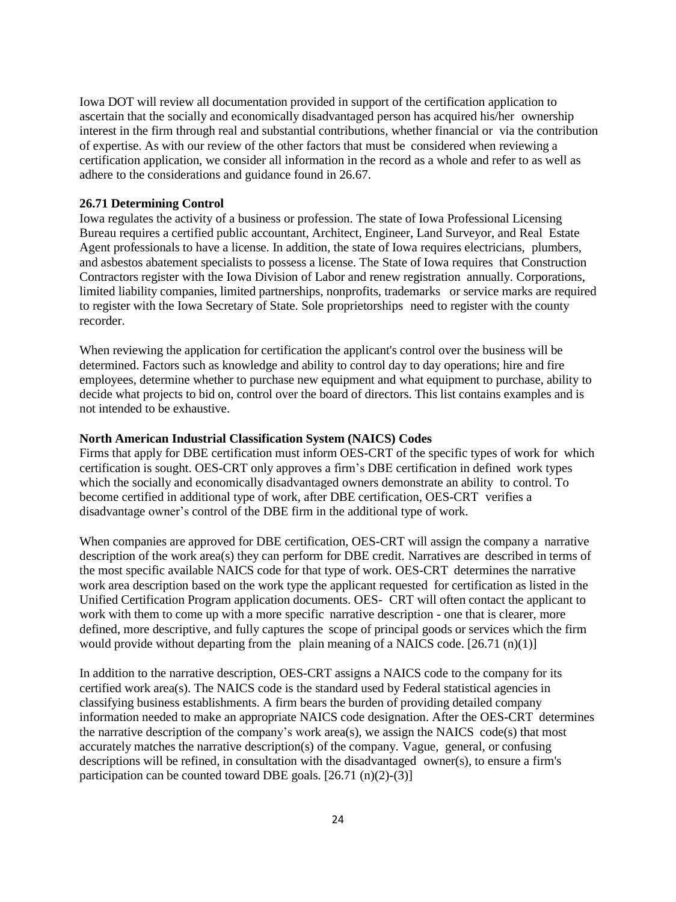Iowa DOT will review all documentation provided in support of the certification application to ascertain that the socially and economically disadvantaged person has acquired his/her ownership interest in the firm through real and substantial contributions, whether financial or via the contribution of expertise. As with our review of the other factors that must be considered when reviewing a certification application, we consider all information in the record as a whole and refer to as well as adhere to the considerations and guidance found in 26.67.

**26.71 Determining Control**

Iowa regulates the activity of a business or profession. The state of Iowa Professional Licensing Bureau requires a certified public accountant, Architect, Engineer, Land Surveyor, and Real Estate Agent professionals to have a license. In addition, the state of Iowa requires electricians, plumbers, and asbestos abatement specialists to possess a license. The State of Iowa requires that Construction Contractors register with the Iowa Division of Labor and renew registration annually. Corporations, limited liability companies, limited partnerships, nonprofits, trademarks or service marks are required to register with the Iowa Secretary of State. Sole proprietorships need to register with the county recorder.

When reviewing the application for certification the applicant's control over the business will be determined. Factors such as knowledge and ability to control day to day operations; hire and fire employees, determine whether to purchase new equipment and what equipment to purchase, ability to decide what projects to bid on, control over the board of directors. This list contains examples and is not intended to be exhaustive.

**North American Industrial Classification System (NAICS) Codes**

Firms that apply for DBE certification must inform OES-CRT of the specific types of work for which certification is sought. OES-CRT only approves a firm's DBE certification in defined work types which the socially and economically disadvantaged owners demonstrate an ability to control. To become certified in additional type of work, after DBE certification, OES-CRT verifies a disadvantage owner's control of the DBE firm in the additional type of work.

When companies are approved for DBE certification, OES-CRT will assign the company a narrative description of the work area(s) they can perform for DBE credit. Narratives are described in terms of the most specific available NAICS code for that type of work. OES-CRT determines the narrative work area description based on the work type the applicant requested for certification as listed in the Unified Certification Program application documents. OES- CRT will often contact the applicant to work with them to come up with a more specific narrative description - one that is clearer, more defined, more descriptive, and fully captures the scope of principal goods or services which the firm would provide without departing from the plain meaning of a NAICS code. [26.71 (n)(1)]

In addition to the narrative description, OES-CRT assigns a NAICS code to the company for its certified work area(s). The NAICS code is the standard used by Federal statistical agencies in classifying business establishments. A firm bears the burden of providing detailed company information needed to make an appropriate NAICS code designation. After the OES-CRT determines the narrative description of the company's work area(s), we assign the NAICS code(s) that most accurately matches the narrative description(s) of the company. Vague, general, or confusing descriptions will be refined, in consultation with the disadvantaged owner(s), to ensure a firm's participation can be counted toward DBE goals. [26.71 (n)(2)-(3)]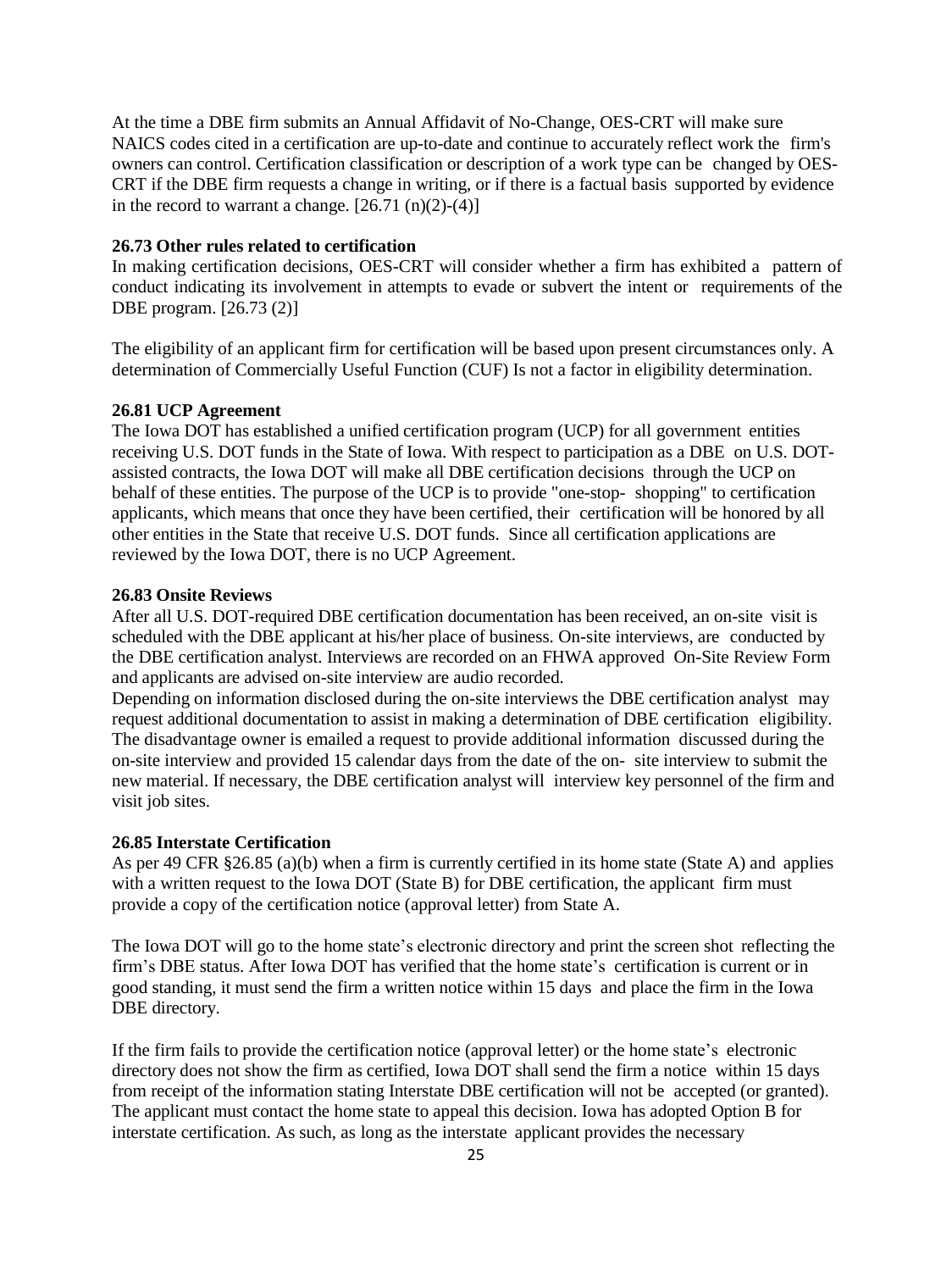At the time a DBE firm submits an Annual Affidavit of No-Change, OES-CRT will make sure NAICS codes cited in a certification are up-to-date and continue to accurately reflect work the firm's owners can control. Certification classification or description of a work type can be changed by OES-CRT if the DBE firm requests a change in writing, or if there is a factual basis supported by evidence in the record to warrant a change. [26.71 (n)(2)-(4)]

**26.73 Other rules related to certification**

In making certification decisions, OES-CRT will consider whether a firm has exhibited a pattern of conduct indicating its involvement in attempts to evade or subvert the intent or requirements of the DBE program. [26.73 (2)]

The eligibility of an applicant firm for certification will be based upon present circumstances only. A determination of Commercially Useful Function (CUF) Is not a factor in eligibility determination.

**26.81 UCP Agreement**

The Iowa DOT has established a unified certification program (UCP) for all government entities receiving U.S. DOT funds in the State of Iowa. With respect to participation as a DBE on U.S. DOT-assisted contracts, the Iowa DOT will make all DBE certification decisions through the UCP on behalf of these entities. The purpose of the UCP is to provide "one-stop- shopping" to certification applicants, which means that once they have been certified, their certification will be honored by all other entities in the State that receive U.S. DOT funds. Since all certification applications are reviewed by the Iowa DOT, there is no UCP Agreement.

**26.83 Onsite Reviews**

After all U.S. DOT-required DBE certification documentation has been received, an on-site visit is scheduled with the DBE applicant at his/her place of business. On-site interviews, are conducted by the DBE certification analyst. Interviews are recorded on an FHWA approved On-Site Review Form and applicants are advised on-site interview are audio recorded.

Depending on information disclosed during the on-site interviews the DBE certification analyst may request additional documentation to assist in making a determination of DBE certification eligibility. The disadvantage owner is emailed a request to provide additional information discussed during the on-site interview and provided 15 calendar days from the date of the on- site interview to submit the new material. If necessary, the DBE certification analyst will interview key personnel of the firm and visit job sites.

**26.85 Interstate Certification**

As per 49 CFR §26.85 (a)(b) when a firm is currently certified in its home state (State A) and applies with a written request to the Iowa DOT (State B) for DBE certification, the applicant firm must provide a copy of the certification notice (approval letter) from State A.

The Iowa DOT will go to the home state's electronic directory and print the screen shot reflecting the firm's DBE status. After Iowa DOT has verified that the home state's certification is current or in good standing, it must send the firm a written notice within 15 days and place the firm in the Iowa DBE directory.

If the firm fails to provide the certification notice (approval letter) or the home state's electronic directory does not show the firm as certified, Iowa DOT shall send the firm a notice within 15 days from receipt of the information stating Interstate DBE certification will not be accepted (or granted). The applicant must contact the home state to appeal this decision. Iowa has adopted Option B for interstate certification. As such, as long as the interstate applicant provides the necessary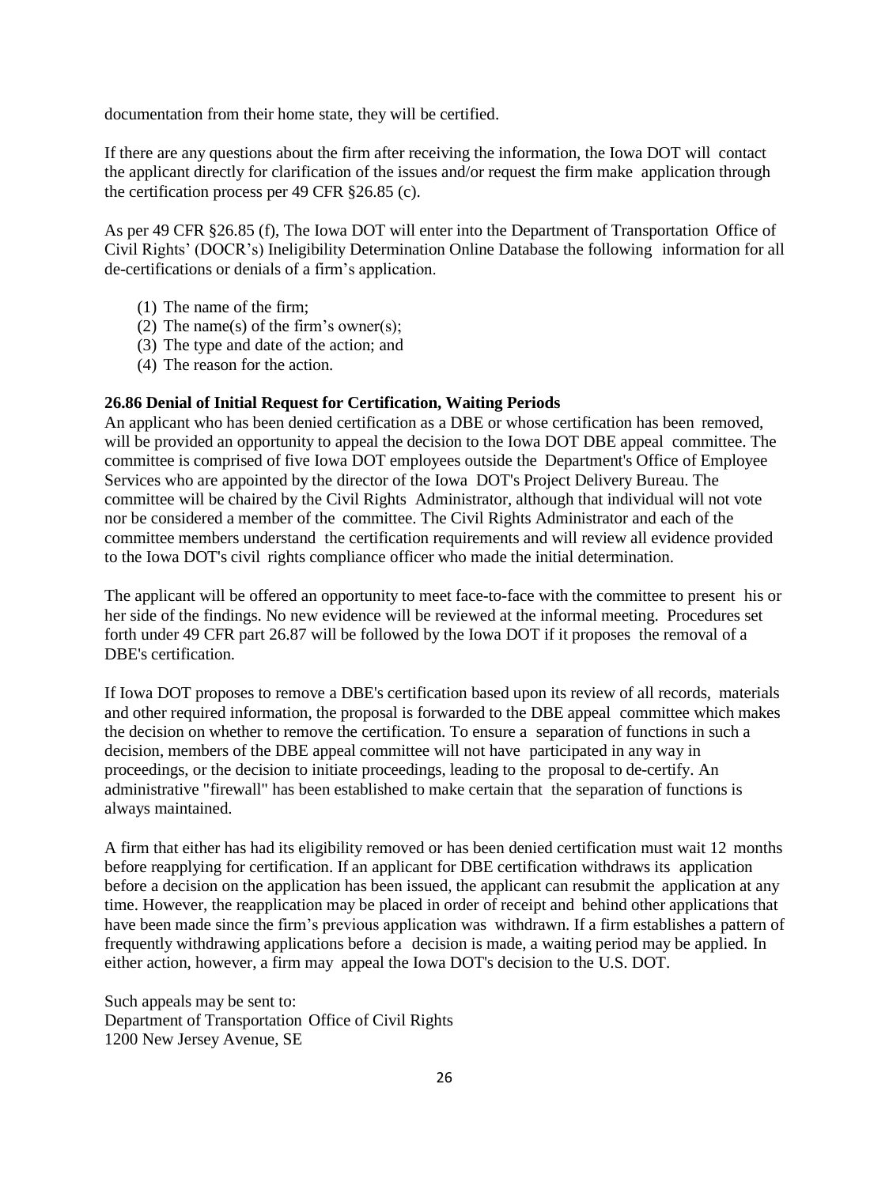documentation from their home state, they will be certified.

If there are any questions about the firm after receiving the information, the Iowa DOT will contact the applicant directly for clarification of the issues and/or request the firm make application through the certification process per 49 CFR §26.85 (c).

As per 49 CFR §26.85 (f), The Iowa DOT will enter into the Department of Transportation Office of Civil Rights' (DOCR's) Ineligibility Determination Online Database the following information for all de-certifications or denials of a firm's application.

(1) The name of the firm;
(2) The name(s) of the firm's owner(s);
(3) The type and date of the action; and
(4) The reason for the action.

**26.86 Denial of Initial Request for Certification, Waiting Periods**

An applicant who has been denied certification as a DBE or whose certification has been removed, will be provided an opportunity to appeal the decision to the Iowa DOT DBE appeal committee. The committee is comprised of five Iowa DOT employees outside the Department's Office of Employee Services who are appointed by the director of the Iowa DOT's Project Delivery Bureau. The committee will be chaired by the Civil Rights Administrator, although that individual will not vote nor be considered a member of the committee. The Civil Rights Administrator and each of the committee members understand the certification requirements and will review all evidence provided to the Iowa DOT's civil rights compliance officer who made the initial determination.

The applicant will be offered an opportunity to meet face-to-face with the committee to present his or her side of the findings. No new evidence will be reviewed at the informal meeting. Procedures set forth under 49 CFR part 26.87 will be followed by the Iowa DOT if it proposes the removal of a DBE's certification.

If Iowa DOT proposes to remove a DBE's certification based upon its review of all records, materials and other required information, the proposal is forwarded to the DBE appeal committee which makes the decision on whether to remove the certification. To ensure a separation of functions in such a decision, members of the DBE appeal committee will not have participated in any way in proceedings, or the decision to initiate proceedings, leading to the proposal to de-certify. An administrative "firewall" has been established to make certain that the separation of functions is always maintained.

A firm that either has had its eligibility removed or has been denied certification must wait 12 months before reapplying for certification. If an applicant for DBE certification withdraws its application before a decision on the application has been issued, the applicant can resubmit the application at any time. However, the reapplication may be placed in order of receipt and behind other applications that have been made since the firm's previous application was withdrawn. If a firm establishes a pattern of frequently withdrawing applications before a decision is made, a waiting period may be applied. In either action, however, a firm may appeal the Iowa DOT's decision to the U.S. DOT.

Such appeals may be sent to:
Department of Transportation Office of Civil Rights
1200 New Jersey Avenue, SE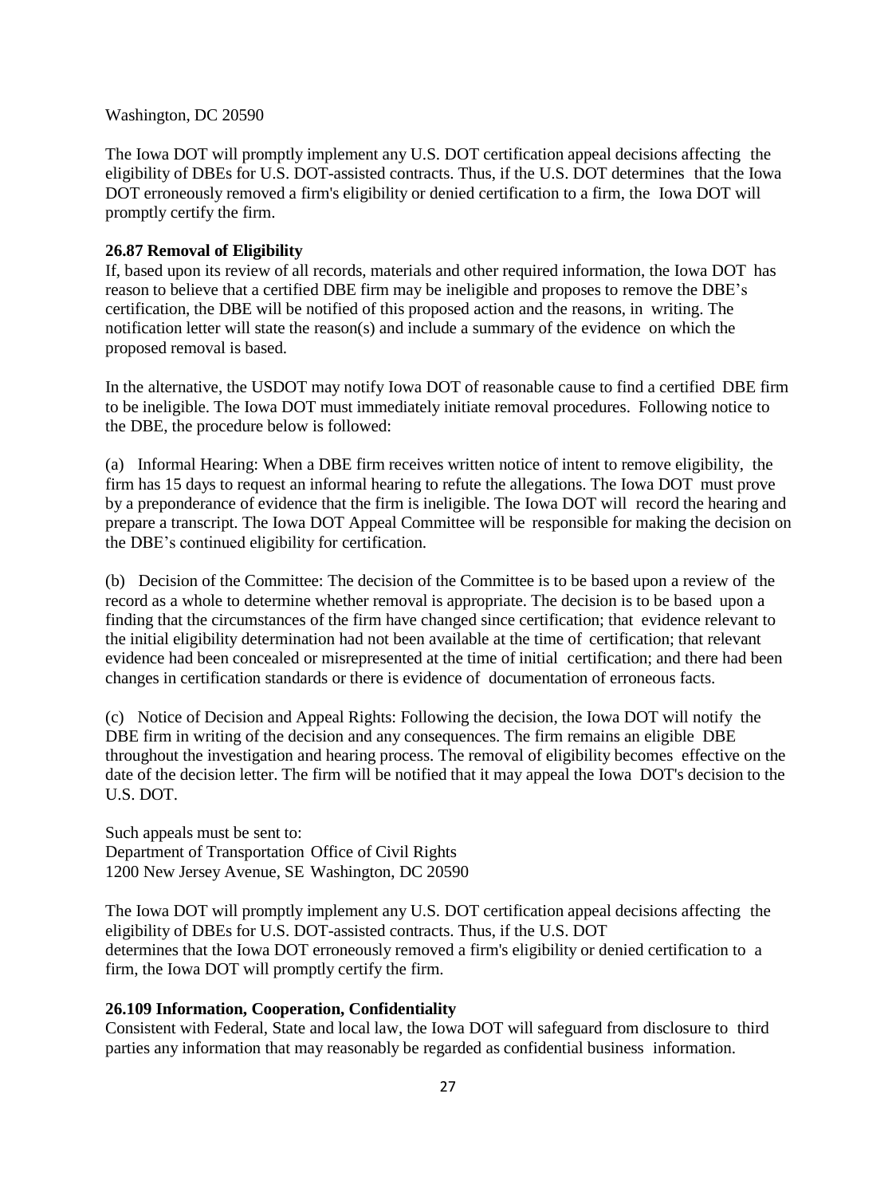Washington, DC 20590

The Iowa DOT will promptly implement any U.S. DOT certification appeal decisions affecting the eligibility of DBEs for U.S. DOT-assisted contracts. Thus, if the U.S. DOT determines that the Iowa DOT erroneously removed a firm's eligibility or denied certification to a firm, the Iowa DOT will promptly certify the firm.

**26.87 Removal of Eligibility**

If, based upon its review of all records, materials and other required information, the Iowa DOT has reason to believe that a certified DBE firm may be ineligible and proposes to remove the DBE's certification, the DBE will be notified of this proposed action and the reasons, in writing. The notification letter will state the reason(s) and include a summary of the evidence on which the proposed removal is based.

In the alternative, the USDOT may notify Iowa DOT of reasonable cause to find a certified DBE firm to be ineligible. The Iowa DOT must immediately initiate removal procedures. Following notice to the DBE, the procedure below is followed:

(a) Informal Hearing: When a DBE firm receives written notice of intent to remove eligibility, the firm has 15 days to request an informal hearing to refute the allegations. The Iowa DOT must prove by a preponderance of evidence that the firm is ineligible. The Iowa DOT will record the hearing and prepare a transcript. The Iowa DOT Appeal Committee will be responsible for making the decision on the DBE's continued eligibility for certification.

(b) Decision of the Committee: The decision of the Committee is to be based upon a review of the record as a whole to determine whether removal is appropriate. The decision is to be based upon a finding that the circumstances of the firm have changed since certification; that evidence relevant to the initial eligibility determination had not been available at the time of certification; that relevant evidence had been concealed or misrepresented at the time of initial certification; and there had been changes in certification standards or there is evidence of documentation of erroneous facts.

(c) Notice of Decision and Appeal Rights: Following the decision, the Iowa DOT will notify the DBE firm in writing of the decision and any consequences. The firm remains an eligible DBE throughout the investigation and hearing process. The removal of eligibility becomes effective on the date of the decision letter. The firm will be notified that it may appeal the Iowa DOT's decision to the U.S. DOT.

Such appeals must be sent to:
Department of Transportation Office of Civil Rights
1200 New Jersey Avenue, SE Washington, DC 20590

The Iowa DOT will promptly implement any U.S. DOT certification appeal decisions affecting the eligibility of DBEs for U.S. DOT-assisted contracts. Thus, if the U.S. DOT determines that the Iowa DOT erroneously removed a firm's eligibility or denied certification to a firm, the Iowa DOT will promptly certify the firm.

**26.109 Information, Cooperation, Confidentiality**

Consistent with Federal, State and local law, the Iowa DOT will safeguard from disclosure to third parties any information that may reasonably be regarded as confidential business information.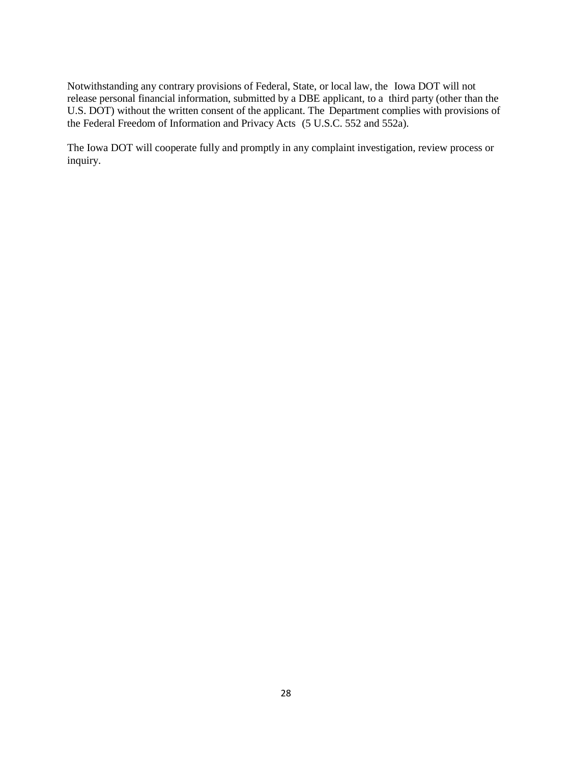Notwithstanding any contrary provisions of Federal, State, or local law, the Iowa DOT will not release personal financial information, submitted by a DBE applicant, to a third party (other than the U.S. DOT) without the written consent of the applicant. The Department complies with provisions of the Federal Freedom of Information and Privacy Acts (5 U.S.C. 552 and 552a).

The Iowa DOT will cooperate fully and promptly in any complaint investigation, review process or inquiry.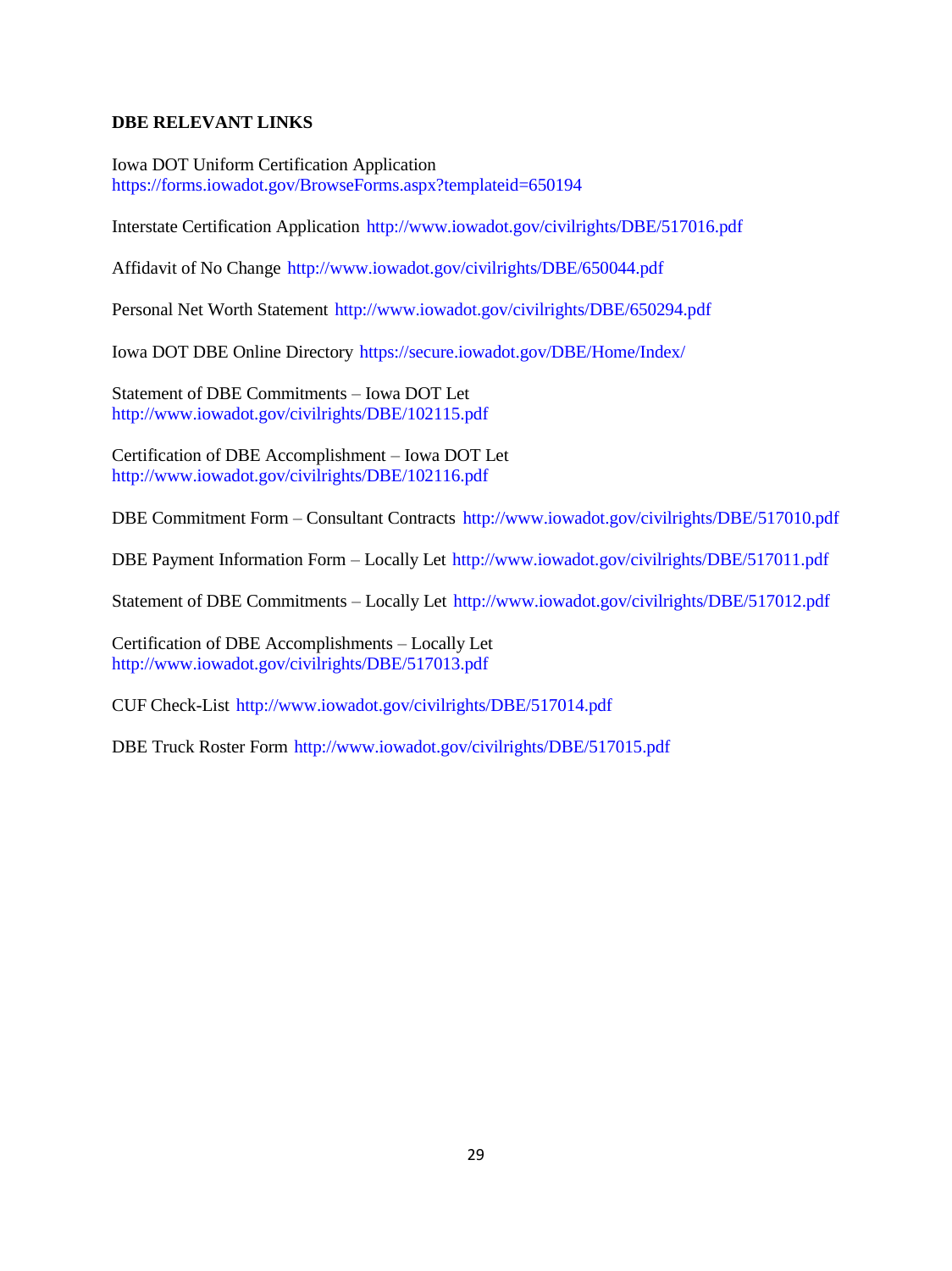**DBE RELEVANT LINKS**

Iowa DOT Uniform Certification Application
https://forms.iowadot.gov/BrowseForms.aspx?templateid=650194

Interstate Certification Application http://www.iowadot.gov/civilrights/DBE/517016.pdf

Affidavit of No Change http://www.iowadot.gov/civilrights/DBE/650044.pdf

Personal Net Worth Statement http://www.iowadot.gov/civilrights/DBE/650294.pdf

Iowa DOT DBE Online Directory https://secure.iowadot.gov/DBE/Home/Index/

Statement of DBE Commitments – Iowa DOT Let
http://www.iowadot.gov/civilrights/DBE/102115.pdf

Certification of DBE Accomplishment – Iowa DOT Let
http://www.iowadot.gov/civilrights/DBE/102116.pdf

DBE Commitment Form – Consultant Contracts http://www.iowadot.gov/civilrights/DBE/517010.pdf

DBE Payment Information Form – Locally Let http://www.iowadot.gov/civilrights/DBE/517011.pdf

Statement of DBE Commitments – Locally Let http://www.iowadot.gov/civilrights/DBE/517012.pdf

Certification of DBE Accomplishments – Locally Let
http://www.iowadot.gov/civilrights/DBE/517013.pdf

CUF Check-List http://www.iowadot.gov/civilrights/DBE/517014.pdf

DBE Truck Roster Form http://www.iowadot.gov/civilrights/DBE/517015.pdf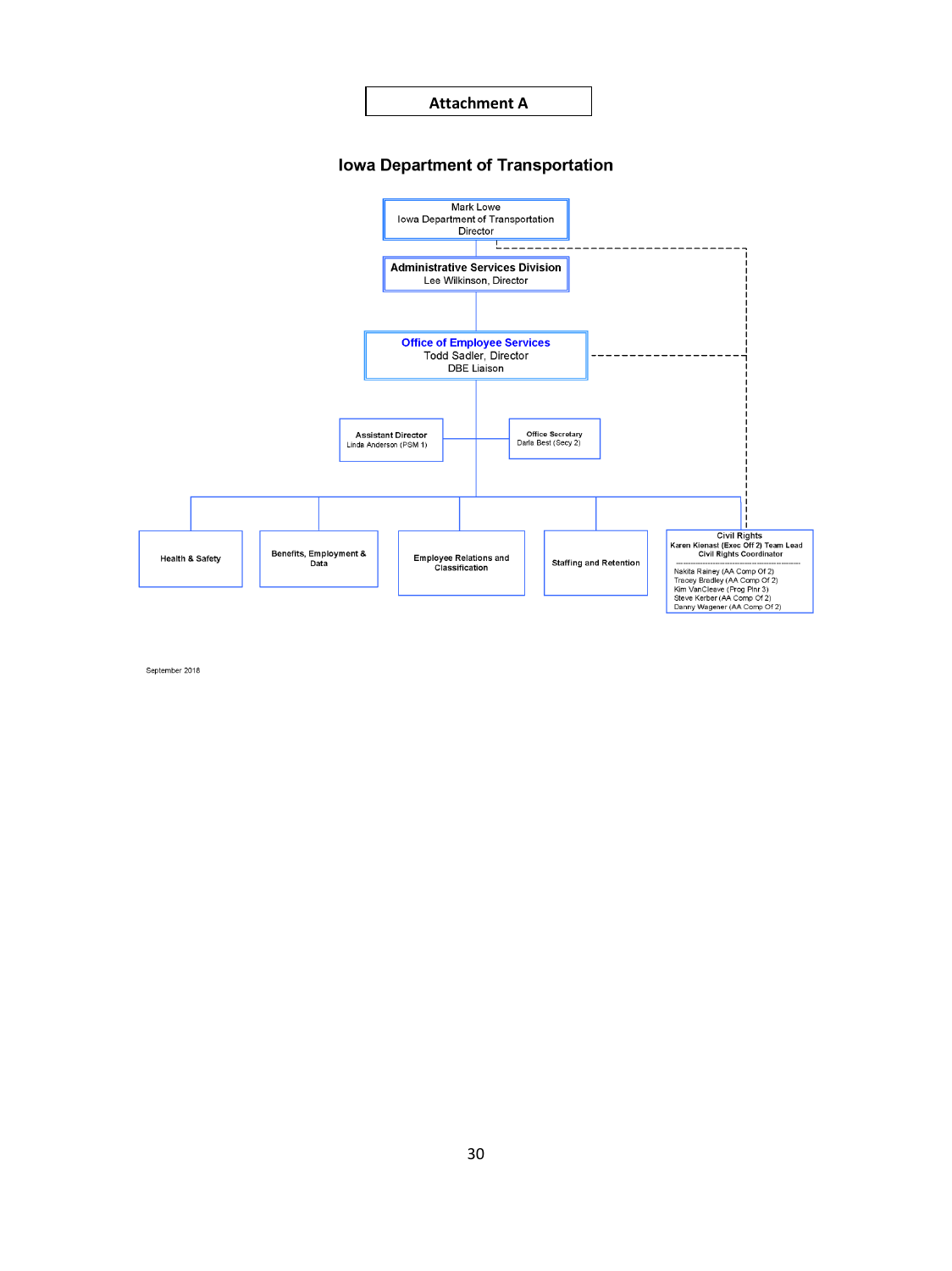Attachment A

## Iowa Department of Transportation

Mark Lowe
Iowa Department of Transportation
Director

**Administrative Services Division**
Lee Wilkinson, Director

**Office of Employee Services**
Todd Sadler, Director
DBE Liaison

**Assistant Director**
Linda Anderson (PSM 1)

**Office Secretary**
Darla Best (Secy 2)

**Health & Safety**

**Benefits, Employment & Data**

**Employee Relations and Classification**

**Staffing and Retention**

**Civil Rights**
**Karen Kienast (Exec Off 2) Team Lead**
**Civil Rights Coordinator**

Nakita Rainey (AA Comp Of 2)
Tracey Bradley (AA Comp Of 2)
Kim VanCleave (Prog Plnr 3)
Steve Kerber (AA Comp Of 2)
Danny Wagener (AA Comp Of 2)

September 2018